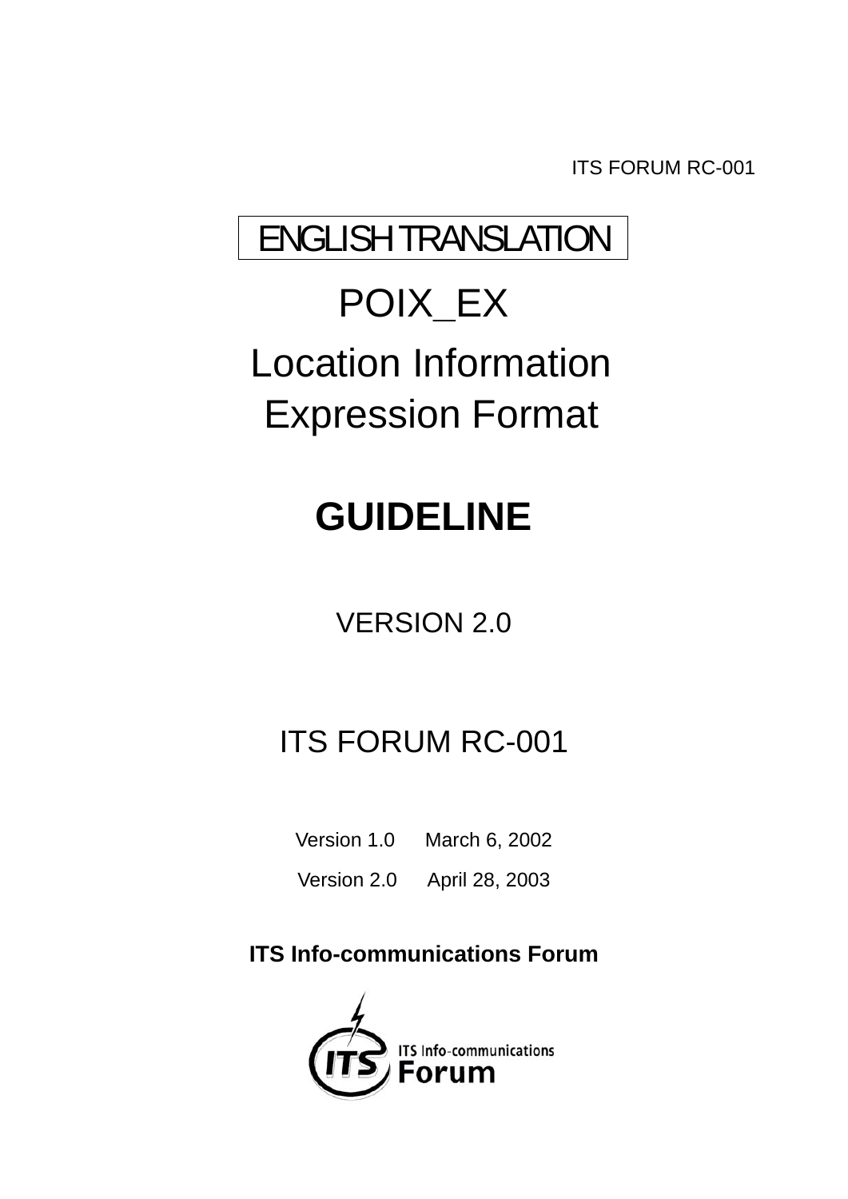ITS FORUM RC-001

ENGLISH TRANSLATION

# POIX_EX

# Location Information Expression Format

# GUIDELINE

VERSION 2.0

ITS FORUM RC-001

Version 1.0 March 6, 2002

Version 2.0 April 28, 2003

**ITS Info-communications Forum**

ITS Info-communications Forum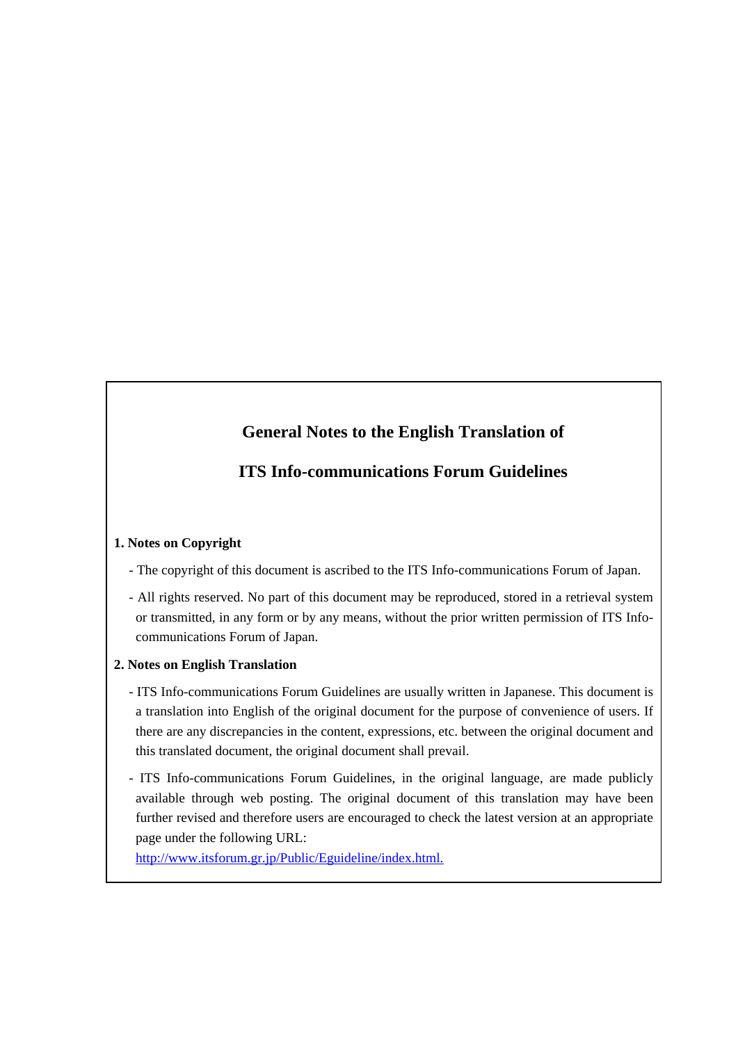# General Notes to the English Translation of

# ITS Info-communications Forum Guidelines

**1. Notes on Copyright**

- The copyright of this document is ascribed to the ITS Info-communications Forum of Japan.
- All rights reserved. No part of this document may be reproduced, stored in a retrieval system or transmitted, in any form or by any means, without the prior written permission of ITS Info-communications Forum of Japan.

**2. Notes on English Translation**

- ITS Info-communications Forum Guidelines are usually written in Japanese. This document is a translation into English of the original document for the purpose of convenience of users. If there are any discrepancies in the content, expressions, etc. between the original document and this translated document, the original document shall prevail.
- ITS Info-communications Forum Guidelines, in the original language, are made publicly available through web posting. The original document of this translation may have been further revised and therefore users are encouraged to check the latest version at an appropriate page under the following URL:
  http://www.itsforum.gr.jp/Public/Eguideline/index.html.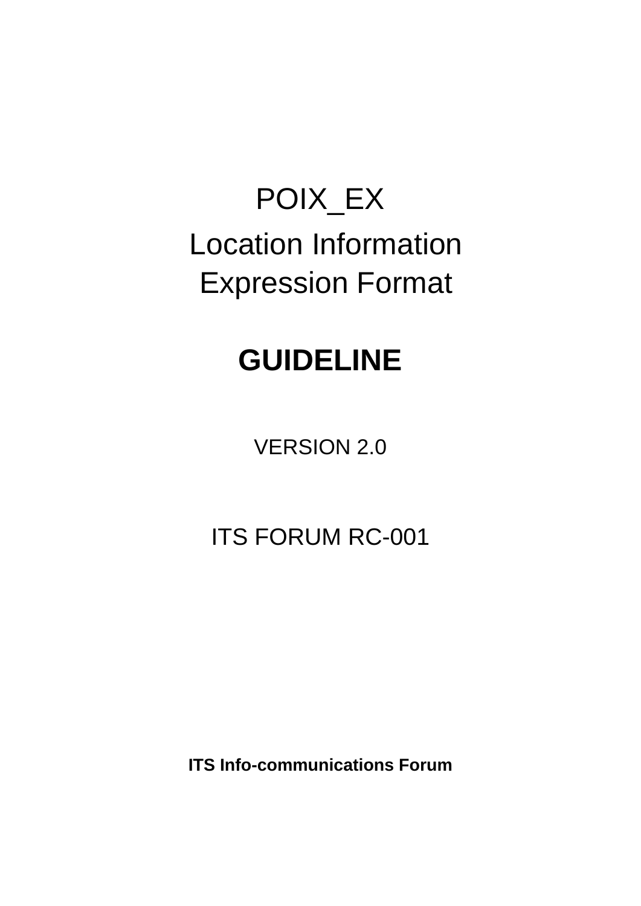# POIX_EX

# Location Information Expression Format

# GUIDELINE

VERSION 2.0

ITS FORUM RC-001

**ITS Info-communications Forum**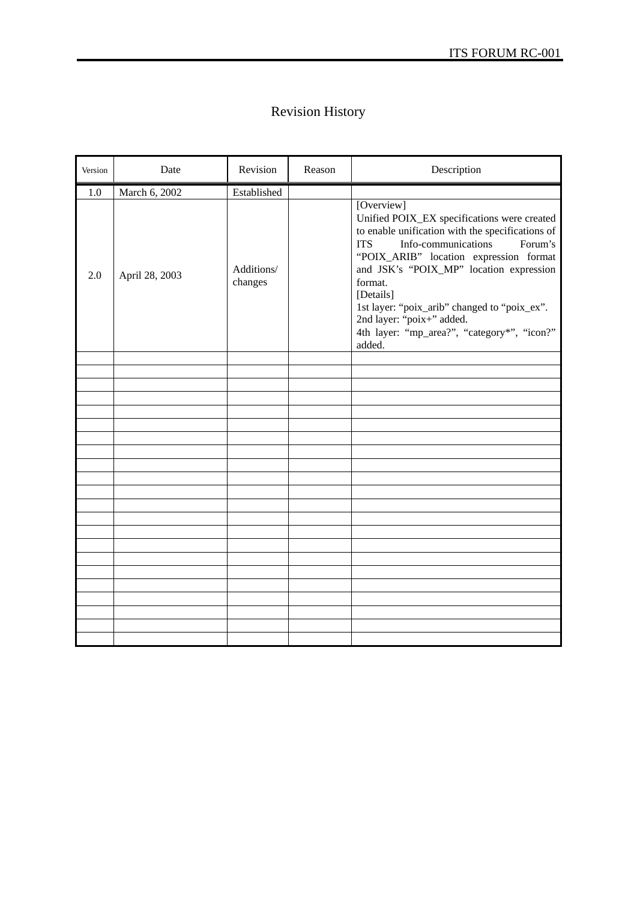# Revision History

| Version | Date | Revision | Reason | Description |
|---|---|---|---|---|
| 1.0 | March 6, 2002 | Established | | |
| 2.0 | April 28, 2003 | Additions/ changes | | [Overview]<br>Unified POIX_EX specifications were created to enable unification with the specifications of ITS Info-communications Forum's "POIX_ARIB" location expression format and JSK's "POIX_MP" location expression format.<br>[Details]<br>1st layer: "poix_arib" changed to "poix_ex".<br>2nd layer: "poix+" added.<br>4th layer: "mp_area?", "category*", "icon?" added. |
| | | | | |
| | | | | |
| | | | | |
| | | | | |
| | | | | |
| | | | | |
| | | | | |
| | | | | |
| | | | | |
| | | | | |
| | | | | |
| | | | | |
| | | | | |
| | | | | |
| | | | | |
| | | | | |
| | | | | |
| | | | | |
| | | | | |
| | | | | |
| | | | | |
| | | | | |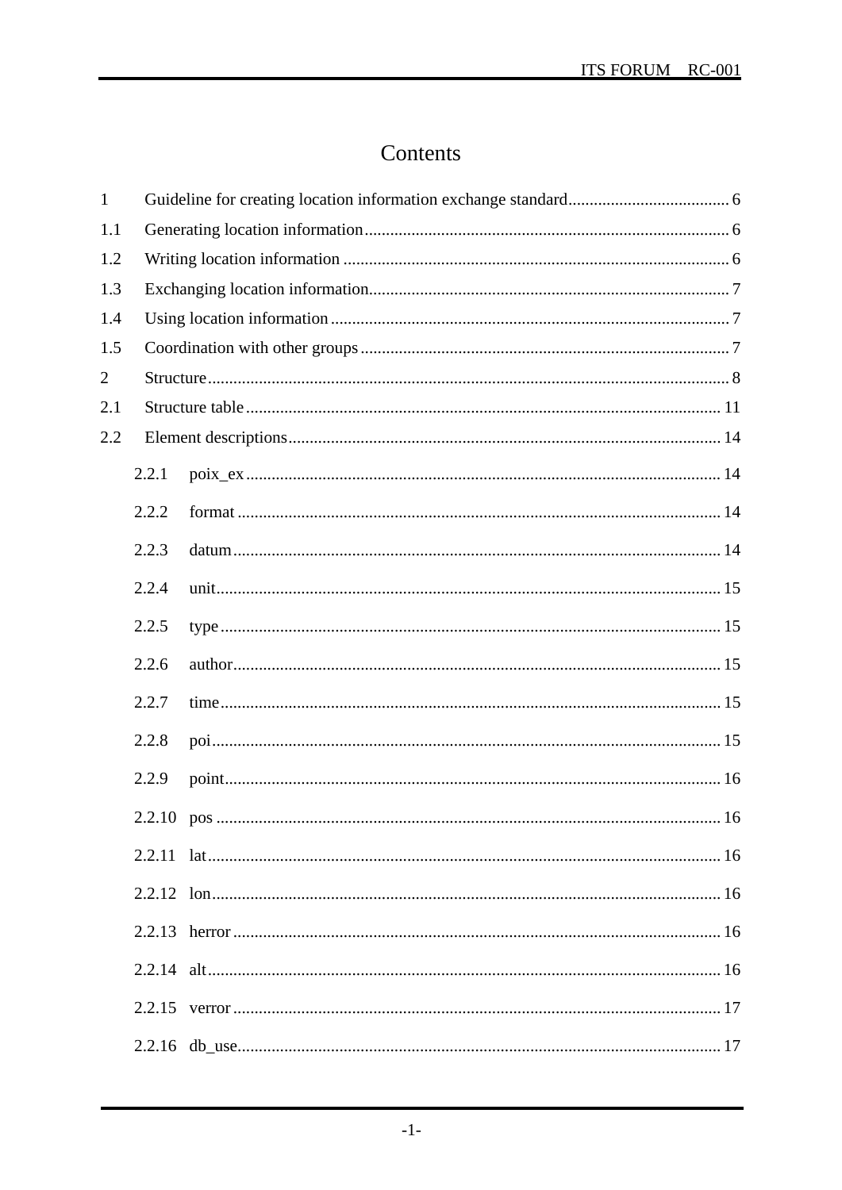# Contents

1 Guideline for creating location information exchange standard...................................... 6

1.1 Generating location information..................................................................................... 6

1.2 Writing location information .......................................................................................... 6

1.3 Exchanging location information.................................................................................... 7

1.4 Using location information ............................................................................................. 7

1.5 Coordination with other groups ...................................................................................... 7

2 Structure......................................................................................................................... 8

2.1 Structure table ............................................................................................................... 11

2.2 Element descriptions..................................................................................................... 14

- 2.2.1 poix_ex............................................................................................................... 14
- 2.2.2 format ................................................................................................................. 14
- 2.2.3 datum.................................................................................................................. 14
- 2.2.4 unit...................................................................................................................... 15
- 2.2.5 type ..................................................................................................................... 15
- 2.2.6 author.................................................................................................................. 15
- 2.2.7 time..................................................................................................................... 15
- 2.2.8 poi....................................................................................................................... 15
- 2.2.9 point.................................................................................................................... 16
- 2.2.10 pos ...................................................................................................................... 16
- 2.2.11 lat........................................................................................................................ 16
- 2.2.12 lon....................................................................................................................... 16
- 2.2.13 herror .................................................................................................................. 16
- 2.2.14 alt........................................................................................................................ 16
- 2.2.15 verror .................................................................................................................. 17
- 2.2.16 db_use................................................................................................................. 17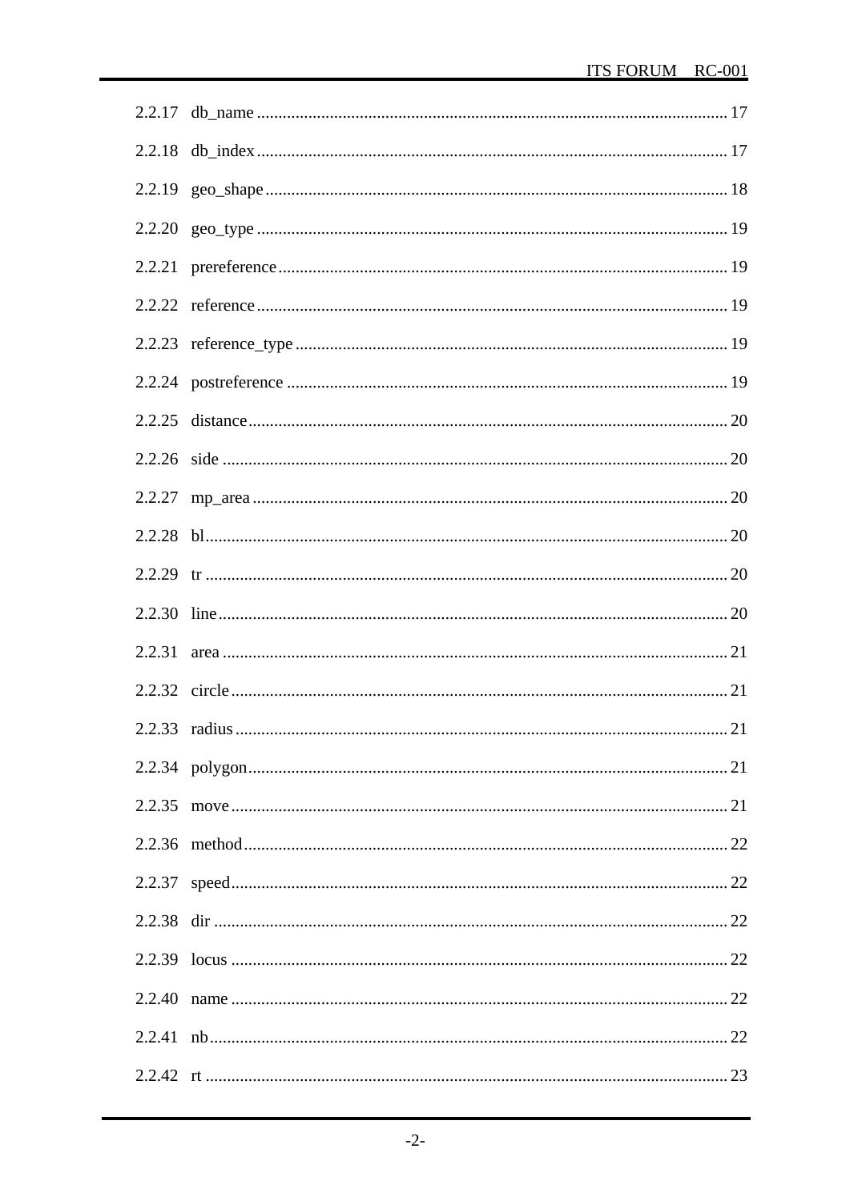2.2.17 db_name ........................................................................................................ 17

2.2.18 db_index ....................................................................................................... 17

2.2.19 geo_shape ..................................................................................................... 18

2.2.20 geo_type ....................................................................................................... 19

2.2.21 prereference .................................................................................................. 19

2.2.22 reference ....................................................................................................... 19

2.2.23 reference_type .............................................................................................. 19

2.2.24 postreference ................................................................................................ 19

2.2.25 distance ......................................................................................................... 20

2.2.26 side ............................................................................................................... 20

2.2.27 mp_area ........................................................................................................ 20

2.2.28 bl ................................................................................................................... 20

2.2.29 tr ................................................................................................................... 20

2.2.30 line ................................................................................................................ 20

2.2.31 area ............................................................................................................... 21

2.2.32 circle ............................................................................................................. 21

2.2.33 radius ............................................................................................................ 21

2.2.34 polygon ......................................................................................................... 21

2.2.35 move ............................................................................................................. 21

2.2.36 method .......................................................................................................... 22

2.2.37 speed ............................................................................................................. 22

2.2.38 dir ................................................................................................................. 22

2.2.39 locus ............................................................................................................. 22

2.2.40 name ............................................................................................................. 22

2.2.41 nb .................................................................................................................. 22

2.2.42 rt ................................................................................................................... 23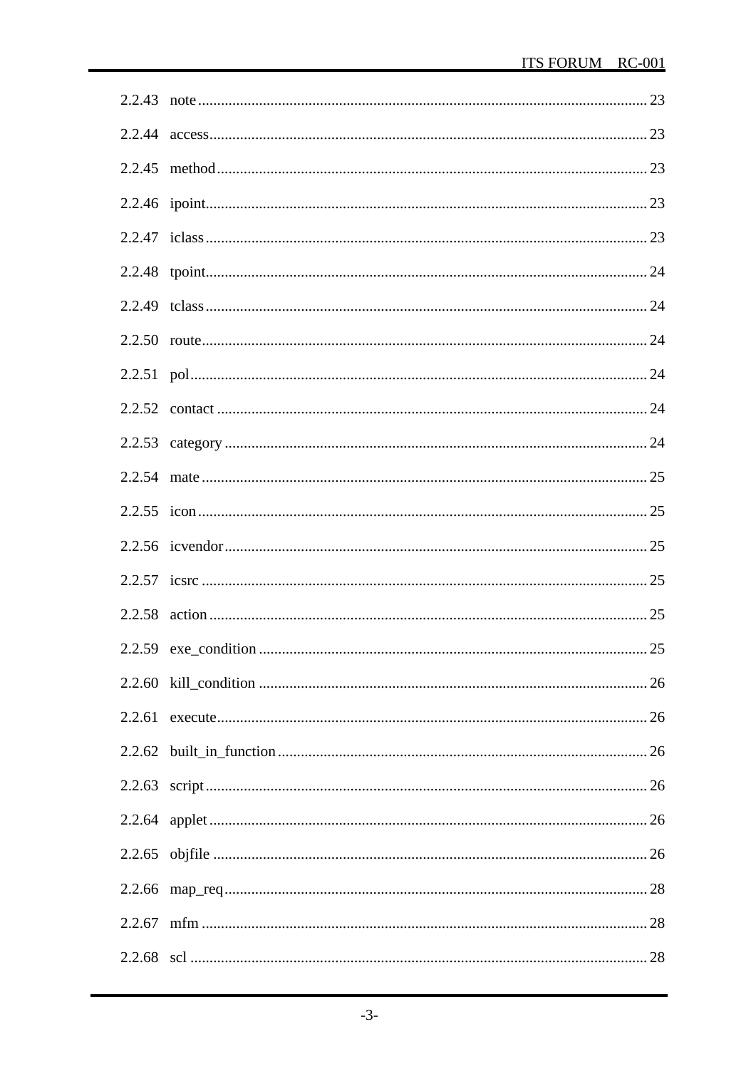2.2.43 note .......................................................................................................... 23

2.2.44 access ....................................................................................................... 23

2.2.45 method ..................................................................................................... 23

2.2.46 ipoint ......................................................................................................... 23

2.2.47 iclass ......................................................................................................... 23

2.2.48 tpoint ........................................................................................................ 24

2.2.49 tclass ......................................................................................................... 24

2.2.50 route ......................................................................................................... 24

2.2.51 pol ............................................................................................................ 24

2.2.52 contact ..................................................................................................... 24

2.2.53 category ................................................................................................... 24

2.2.54 mate ......................................................................................................... 25

2.2.55 icon .......................................................................................................... 25

2.2.56 icvendor ................................................................................................... 25

2.2.57 icsrc ......................................................................................................... 25

2.2.58 action ....................................................................................................... 25

2.2.59 exe_condition .......................................................................................... 25

2.2.60 kill_condition ........................................................................................... 26

2.2.61 execute ..................................................................................................... 26

2.2.62 built_in_function ..................................................................................... 26

2.2.63 script ........................................................................................................ 26

2.2.64 applet ....................................................................................................... 26

2.2.65 objfile ...................................................................................................... 26

2.2.66 map_req ................................................................................................... 28

2.2.67 mfm .......................................................................................................... 28

2.2.68 scl ............................................................................................................. 28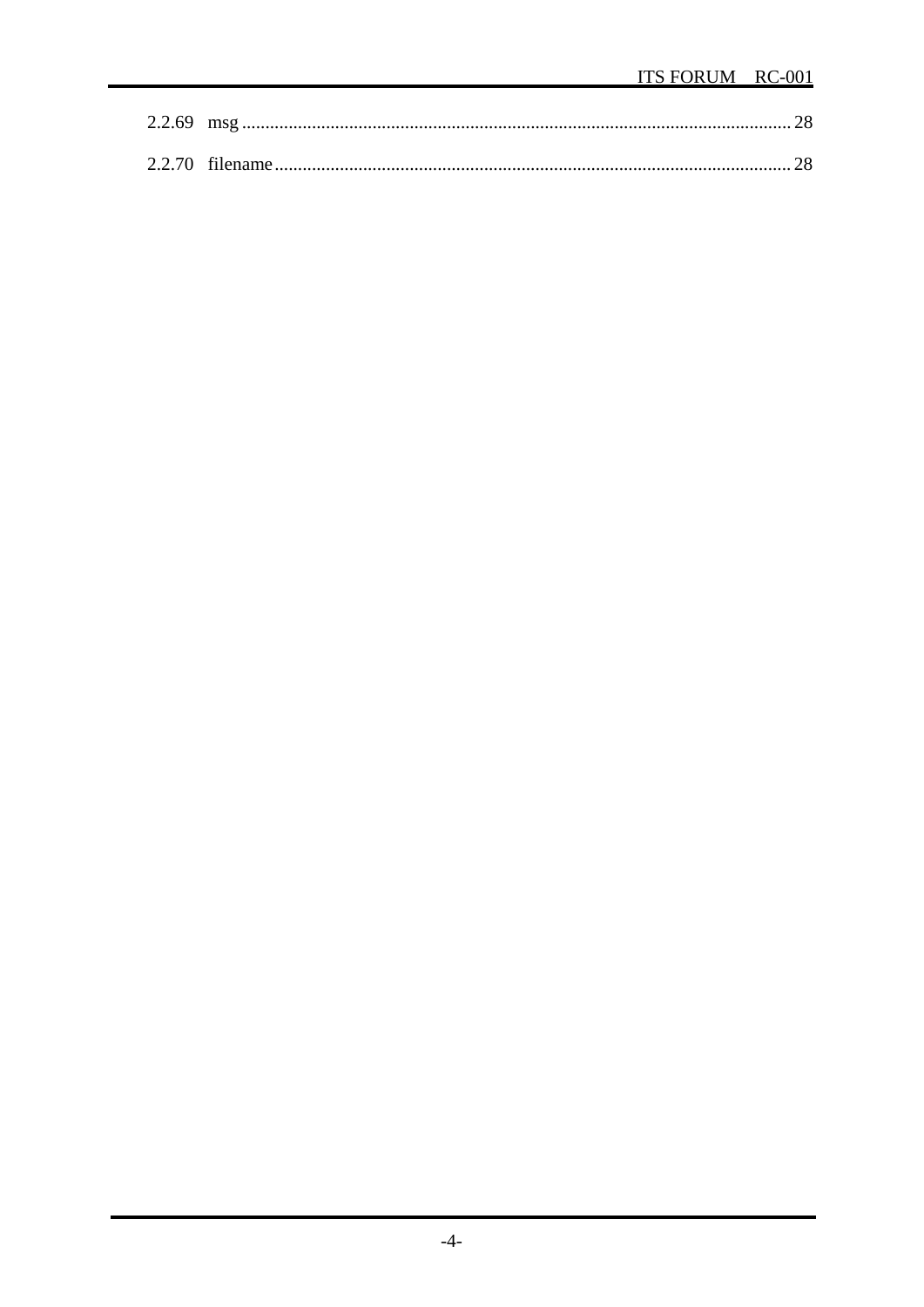2.2.69 msg ........................................................................................................................ 28

2.2.70 filename ................................................................................................................ 28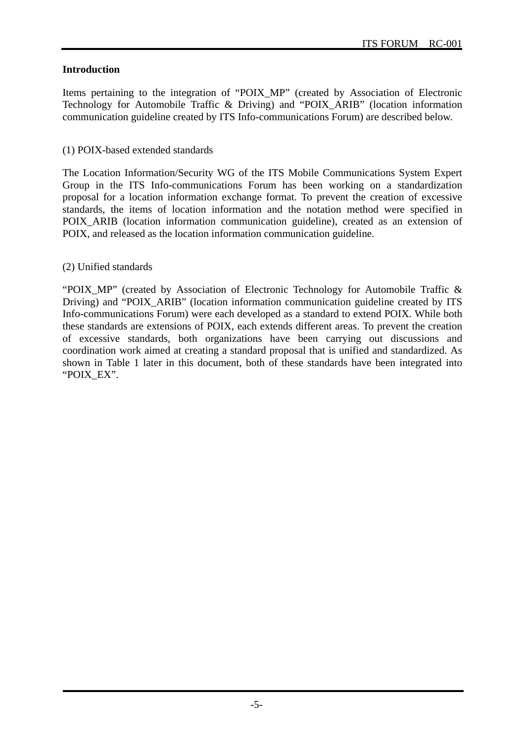## Introduction

Items pertaining to the integration of "POIX_MP" (created by Association of Electronic Technology for Automobile Traffic & Driving) and "POIX_ARIB" (location information communication guideline created by ITS Info-communications Forum) are described below.

(1) POIX-based extended standards

The Location Information/Security WG of the ITS Mobile Communications System Expert Group in the ITS Info-communications Forum has been working on a standardization proposal for a location information exchange format. To prevent the creation of excessive standards, the items of location information and the notation method were specified in POIX_ARIB (location information communication guideline), created as an extension of POIX, and released as the location information communication guideline.

(2) Unified standards

"POIX_MP" (created by Association of Electronic Technology for Automobile Traffic & Driving) and "POIX_ARIB" (location information communication guideline created by ITS Info-communications Forum) were each developed as a standard to extend POIX. While both these standards are extensions of POIX, each extends different areas. To prevent the creation of excessive standards, both organizations have been carrying out discussions and coordination work aimed at creating a standard proposal that is unified and standardized. As shown in Table 1 later in this document, both of these standards have been integrated into "POIX_EX".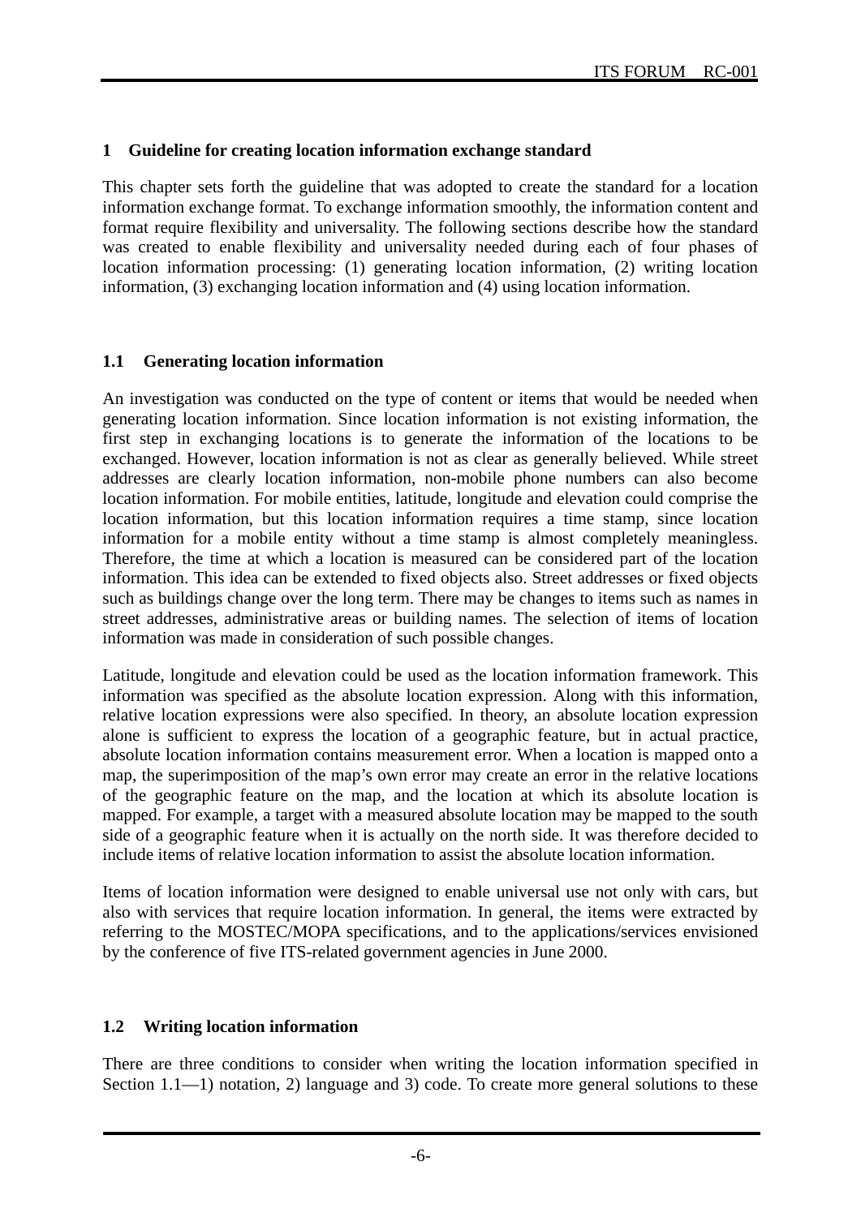# 1 Guideline for creating location information exchange standard

This chapter sets forth the guideline that was adopted to create the standard for a location information exchange format. To exchange information smoothly, the information content and format require flexibility and universality. The following sections describe how the standard was created to enable flexibility and universality needed during each of four phases of location information processing: (1) generating location information, (2) writing location information, (3) exchanging location information and (4) using location information.

## 1.1 Generating location information

An investigation was conducted on the type of content or items that would be needed when generating location information. Since location information is not existing information, the first step in exchanging locations is to generate the information of the locations to be exchanged. However, location information is not as clear as generally believed. While street addresses are clearly location information, non-mobile phone numbers can also become location information. For mobile entities, latitude, longitude and elevation could comprise the location information, but this location information requires a time stamp, since location information for a mobile entity without a time stamp is almost completely meaningless. Therefore, the time at which a location is measured can be considered part of the location information. This idea can be extended to fixed objects also. Street addresses or fixed objects such as buildings change over the long term. There may be changes to items such as names in street addresses, administrative areas or building names. The selection of items of location information was made in consideration of such possible changes.

Latitude, longitude and elevation could be used as the location information framework. This information was specified as the absolute location expression. Along with this information, relative location expressions were also specified. In theory, an absolute location expression alone is sufficient to express the location of a geographic feature, but in actual practice, absolute location information contains measurement error. When a location is mapped onto a map, the superimposition of the map's own error may create an error in the relative locations of the geographic feature on the map, and the location at which its absolute location is mapped. For example, a target with a measured absolute location may be mapped to the south side of a geographic feature when it is actually on the north side. It was therefore decided to include items of relative location information to assist the absolute location information.

Items of location information were designed to enable universal use not only with cars, but also with services that require location information. In general, the items were extracted by referring to the MOSTEC/MOPA specifications, and to the applications/services envisioned by the conference of five ITS-related government agencies in June 2000.

## 1.2 Writing location information

There are three conditions to consider when writing the location information specified in Section 1.1—1) notation, 2) language and 3) code. To create more general solutions to these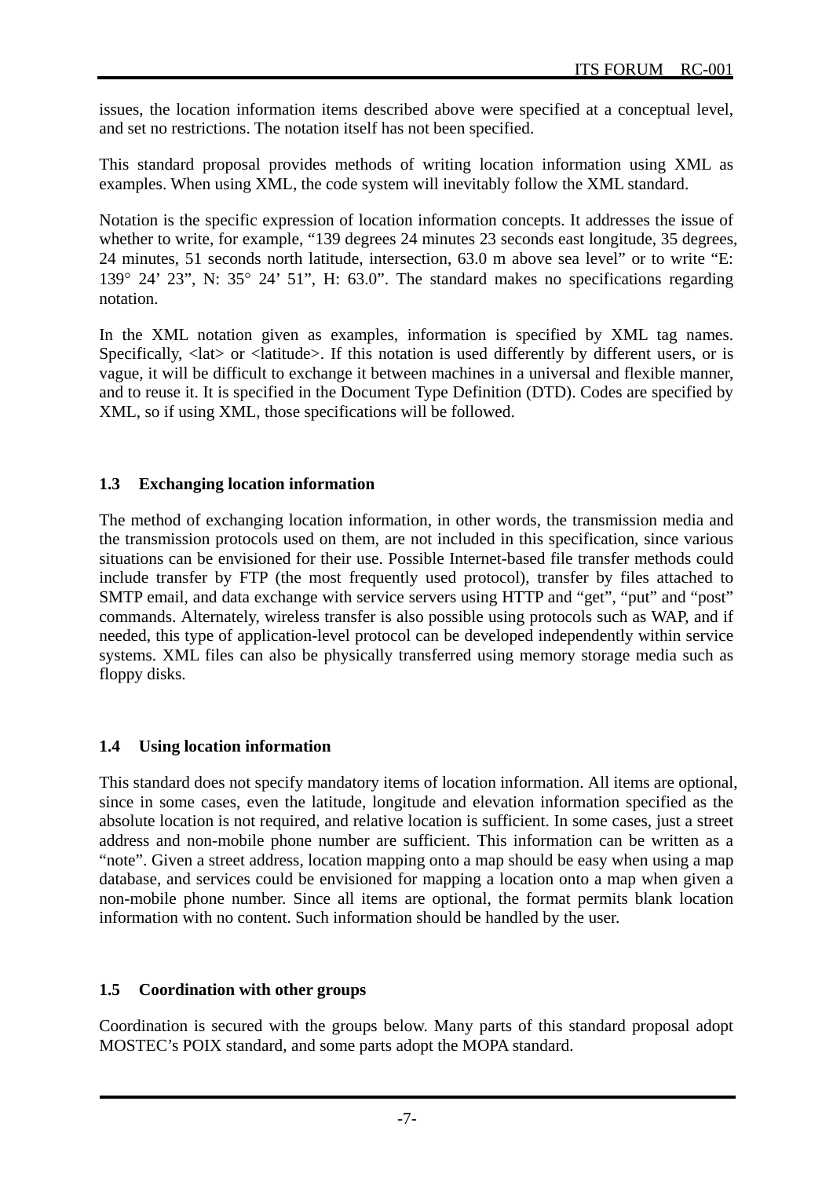issues, the location information items described above were specified at a conceptual level, and set no restrictions. The notation itself has not been specified.

This standard proposal provides methods of writing location information using XML as examples. When using XML, the code system will inevitably follow the XML standard.

Notation is the specific expression of location information concepts. It addresses the issue of whether to write, for example, "139 degrees 24 minutes 23 seconds east longitude, 35 degrees, 24 minutes, 51 seconds north latitude, intersection, 63.0 m above sea level" or to write "E: 139° 24' 23", N: 35° 24' 51", H: 63.0". The standard makes no specifications regarding notation.

In the XML notation given as examples, information is specified by XML tag names. Specifically, <lat> or <latitude>. If this notation is used differently by different users, or is vague, it will be difficult to exchange it between machines in a universal and flexible manner, and to reuse it. It is specified in the Document Type Definition (DTD). Codes are specified by XML, so if using XML, those specifications will be followed.

### 1.3 Exchanging location information

The method of exchanging location information, in other words, the transmission media and the transmission protocols used on them, are not included in this specification, since various situations can be envisioned for their use. Possible Internet-based file transfer methods could include transfer by FTP (the most frequently used protocol), transfer by files attached to SMTP email, and data exchange with service servers using HTTP and "get", "put" and "post" commands. Alternately, wireless transfer is also possible using protocols such as WAP, and if needed, this type of application-level protocol can be developed independently within service systems. XML files can also be physically transferred using memory storage media such as floppy disks.

### 1.4 Using location information

This standard does not specify mandatory items of location information. All items are optional, since in some cases, even the latitude, longitude and elevation information specified as the absolute location is not required, and relative location is sufficient. In some cases, just a street address and non-mobile phone number are sufficient. This information can be written as a "note". Given a street address, location mapping onto a map should be easy when using a map database, and services could be envisioned for mapping a location onto a map when given a non-mobile phone number. Since all items are optional, the format permits blank location information with no content. Such information should be handled by the user.

### 1.5 Coordination with other groups

Coordination is secured with the groups below. Many parts of this standard proposal adopt MOSTEC's POIX standard, and some parts adopt the MOPA standard.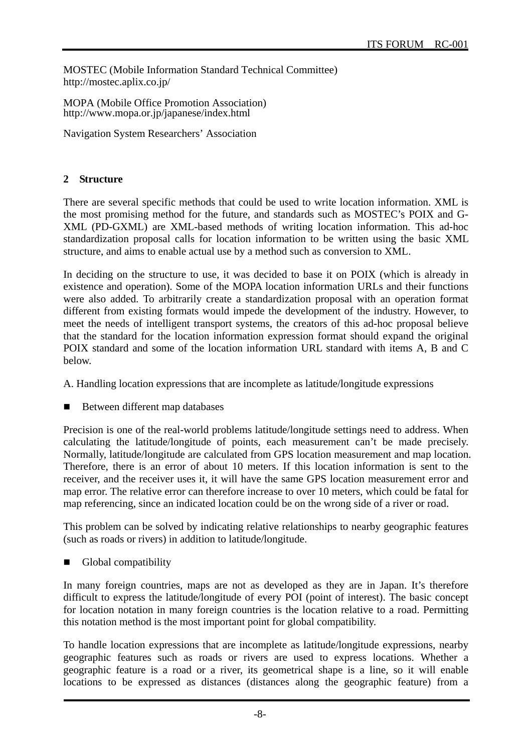MOSTEC (Mobile Information Standard Technical Committee)
http://mostec.aplix.co.jp/

MOPA (Mobile Office Promotion Association)
http://www.mopa.or.jp/japanese/index.html

Navigation System Researchers' Association

## 2 Structure

There are several specific methods that could be used to write location information. XML is the most promising method for the future, and standards such as MOSTEC's POIX and G-XML (PD-GXML) are XML-based methods of writing location information. This ad-hoc standardization proposal calls for location information to be written using the basic XML structure, and aims to enable actual use by a method such as conversion to XML.

In deciding on the structure to use, it was decided to base it on POIX (which is already in existence and operation). Some of the MOPA location information URLs and their functions were also added. To arbitrarily create a standardization proposal with an operation format different from existing formats would impede the development of the industry. However, to meet the needs of intelligent transport systems, the creators of this ad-hoc proposal believe that the standard for the location information expression format should expand the original POIX standard and some of the location information URL standard with items A, B and C below.

A. Handling location expressions that are incomplete as latitude/longitude expressions

- Between different map databases

Precision is one of the real-world problems latitude/longitude settings need to address. When calculating the latitude/longitude of points, each measurement can't be made precisely. Normally, latitude/longitude are calculated from GPS location measurement and map location. Therefore, there is an error of about 10 meters. If this location information is sent to the receiver, and the receiver uses it, it will have the same GPS location measurement error and map error. The relative error can therefore increase to over 10 meters, which could be fatal for map referencing, since an indicated location could be on the wrong side of a river or road.

This problem can be solved by indicating relative relationships to nearby geographic features (such as roads or rivers) in addition to latitude/longitude.

- Global compatibility

In many foreign countries, maps are not as developed as they are in Japan. It's therefore difficult to express the latitude/longitude of every POI (point of interest). The basic concept for location notation in many foreign countries is the location relative to a road. Permitting this notation method is the most important point for global compatibility.

To handle location expressions that are incomplete as latitude/longitude expressions, nearby geographic features such as roads or rivers are used to express locations. Whether a geographic feature is a road or a river, its geometrical shape is a line, so it will enable locations to be expressed as distances (distances along the geographic feature) from a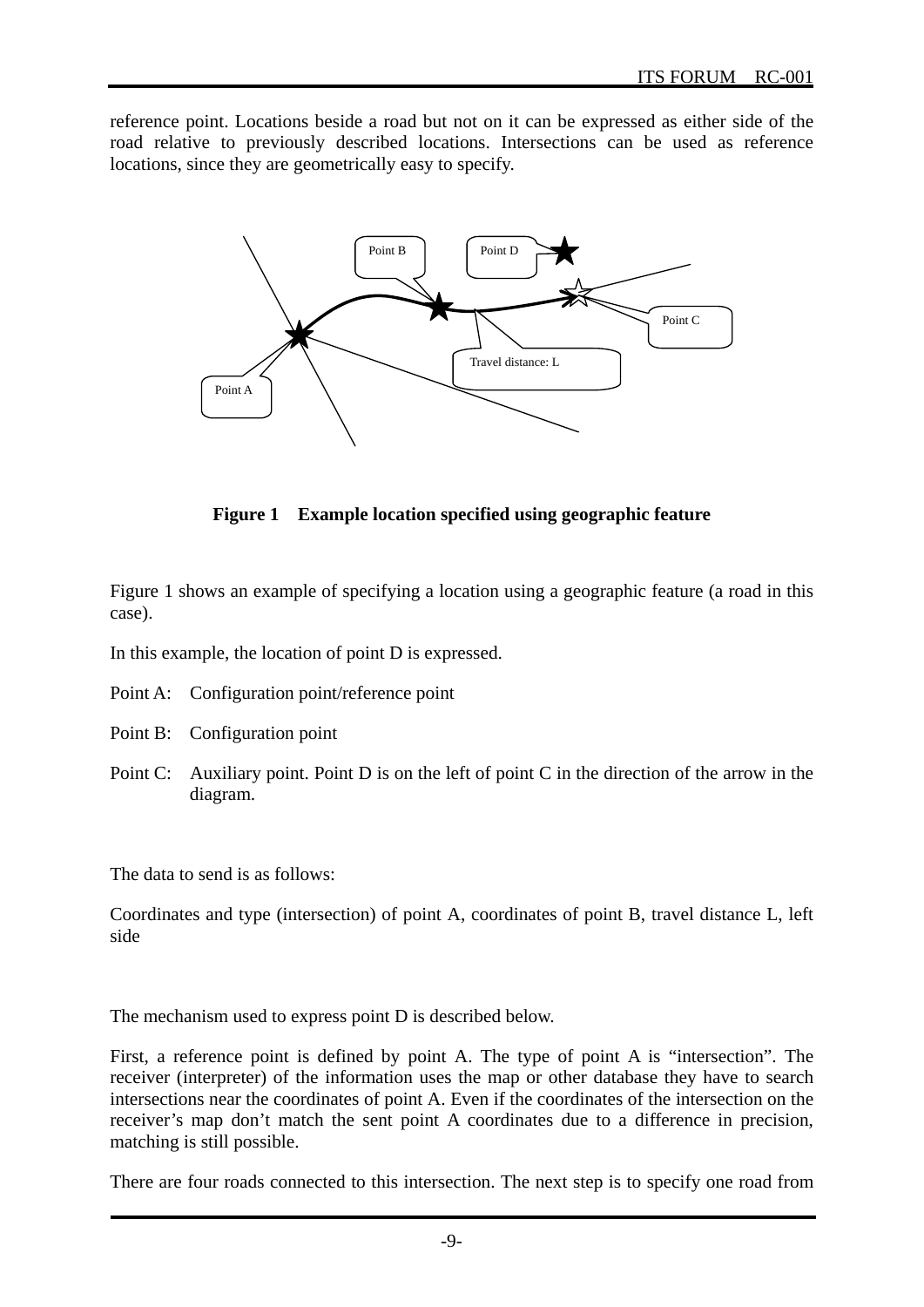reference point. Locations beside a road but not on it can be expressed as either side of the road relative to previously described locations. Intersections can be used as reference locations, since they are geometrically easy to specify.

**Figure 1 Example location specified using geographic feature**

Figure 1 shows an example of specifying a location using a geographic feature (a road in this case).

In this example, the location of point D is expressed.

Point A: Configuration point/reference point

Point B: Configuration point

Point C: Auxiliary point. Point D is on the left of point C in the direction of the arrow in the diagram.

The data to send is as follows:

Coordinates and type (intersection) of point A, coordinates of point B, travel distance L, left side

The mechanism used to express point D is described below.

First, a reference point is defined by point A. The type of point A is "intersection". The receiver (interpreter) of the information uses the map or other database they have to search intersections near the coordinates of point A. Even if the coordinates of the intersection on the receiver's map don't match the sent point A coordinates due to a difference in precision, matching is still possible.

There are four roads connected to this intersection. The next step is to specify one road from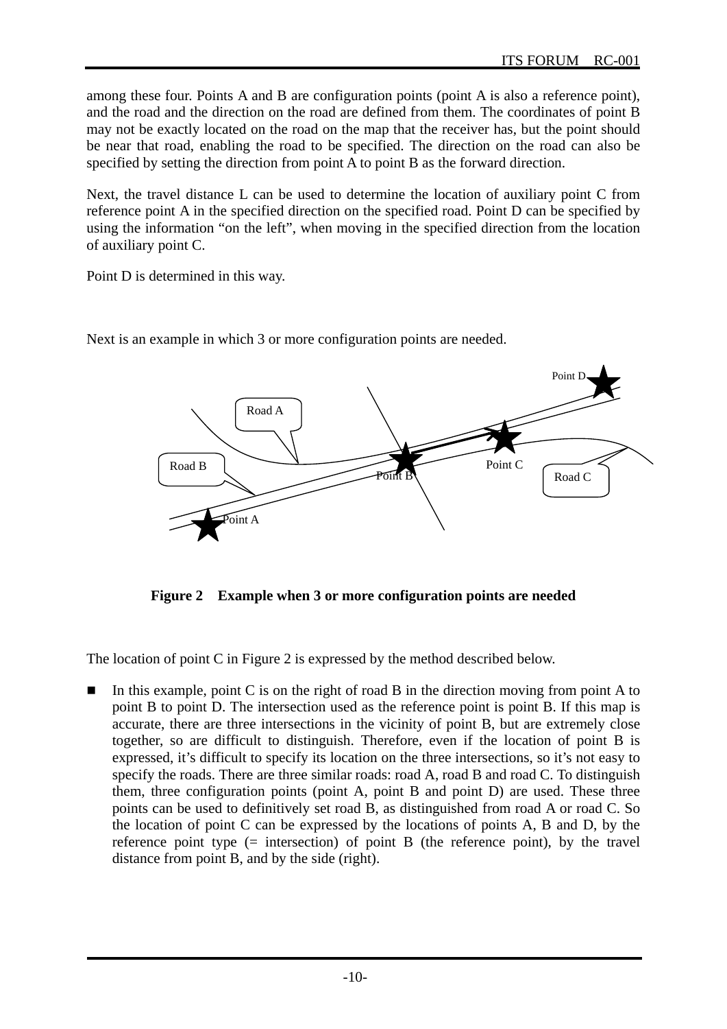among these four. Points A and B are configuration points (point A is also a reference point), and the road and the direction on the road are defined from them. The coordinates of point B may not be exactly located on the road on the map that the receiver has, but the point should be near that road, enabling the road to be specified. The direction on the road can also be specified by setting the direction from point A to point B as the forward direction.

Next, the travel distance L can be used to determine the location of auxiliary point C from reference point A in the specified direction on the specified road. Point D can be specified by using the information “on the left”, when moving in the specified direction from the location of auxiliary point C.

Point D is determined in this way.

Next is an example in which 3 or more configuration points are needed.

**Figure 2 Example when 3 or more configuration points are needed**

The location of point C in Figure 2 is expressed by the method described below.

- In this example, point C is on the right of road B in the direction moving from point A to point B to point D. The intersection used as the reference point is point B. If this map is accurate, there are three intersections in the vicinity of point B, but are extremely close together, so are difficult to distinguish. Therefore, even if the location of point B is expressed, it’s difficult to specify its location on the three intersections, so it’s not easy to specify the roads. There are three similar roads: road A, road B and road C. To distinguish them, three configuration points (point A, point B and point D) are used. These three points can be used to definitively set road B, as distinguished from road A or road C. So the location of point C can be expressed by the locations of points A, B and D, by the reference point type (= intersection) of point B (the reference point), by the travel distance from point B, and by the side (right).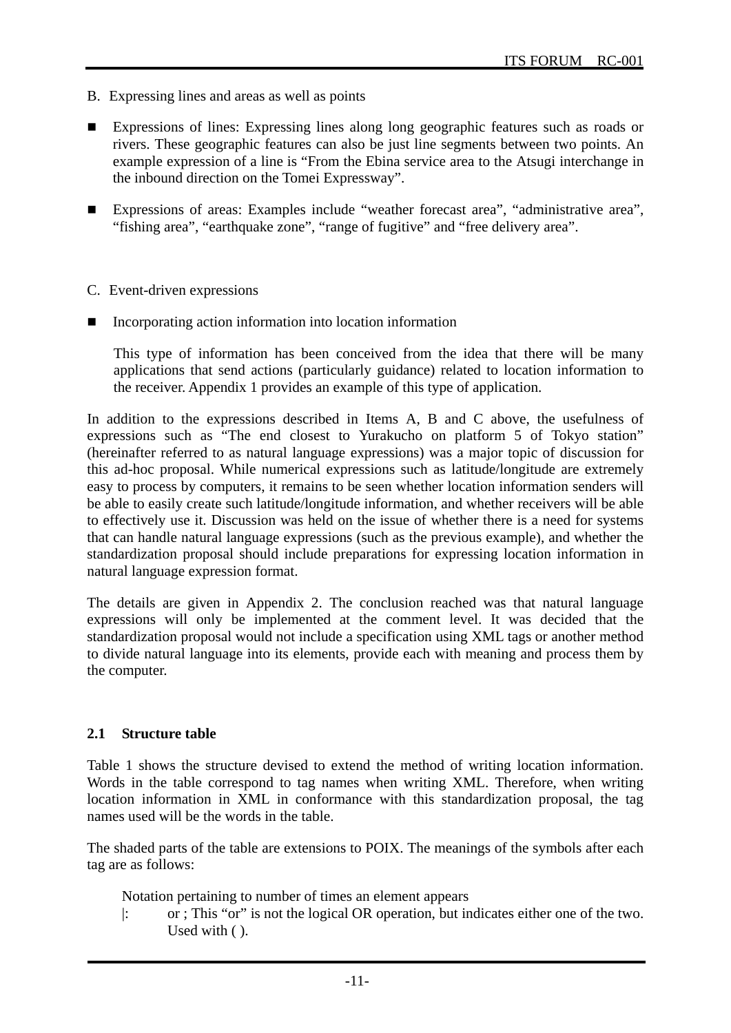B. Expressing lines and areas as well as points

- Expressions of lines: Expressing lines along long geographic features such as roads or rivers. These geographic features can also be just line segments between two points. An example expression of a line is “From the Ebina service area to the Atsugi interchange in the inbound direction on the Tomei Expressway”.

- Expressions of areas: Examples include “weather forecast area”, “administrative area”, “fishing area”, “earthquake zone”, “range of fugitive” and “free delivery area”.

C. Event-driven expressions

- Incorporating action information into location information

  This type of information has been conceived from the idea that there will be many applications that send actions (particularly guidance) related to location information to the receiver. Appendix 1 provides an example of this type of application.

In addition to the expressions described in Items A, B and C above, the usefulness of expressions such as “The end closest to Yurakucho on platform 5 of Tokyo station” (hereinafter referred to as natural language expressions) was a major topic of discussion for this ad-hoc proposal. While numerical expressions such as latitude/longitude are extremely easy to process by computers, it remains to be seen whether location information senders will be able to easily create such latitude/longitude information, and whether receivers will be able to effectively use it. Discussion was held on the issue of whether there is a need for systems that can handle natural language expressions (such as the previous example), and whether the standardization proposal should include preparations for expressing location information in natural language expression format.

The details are given in Appendix 2. The conclusion reached was that natural language expressions will only be implemented at the comment level. It was decided that the standardization proposal would not include a specification using XML tags or another method to divide natural language into its elements, provide each with meaning and process them by the computer.

### 2.1 Structure table

Table 1 shows the structure devised to extend the method of writing location information. Words in the table correspond to tag names when writing XML. Therefore, when writing location information in XML in conformance with this standardization proposal, the tag names used will be the words in the table.

The shaded parts of the table are extensions to POIX. The meanings of the symbols after each tag are as follows:

Notation pertaining to number of times an element appears

|: or ; This “or” is not the logical OR operation, but indicates either one of the two. Used with ( ).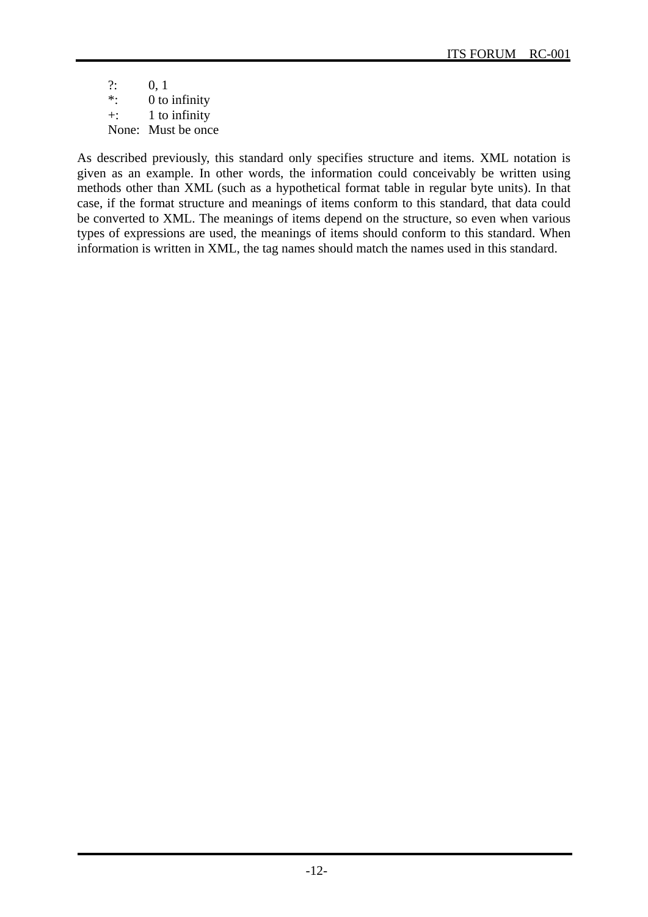?: 0, 1
*: 0 to infinity
+: 1 to infinity
None: Must be once

As described previously, this standard only specifies structure and items. XML notation is given as an example. In other words, the information could conceivably be written using methods other than XML (such as a hypothetical format table in regular byte units). In that case, if the format structure and meanings of items conform to this standard, that data could be converted to XML. The meanings of items depend on the structure, so even when various types of expressions are used, the meanings of items should conform to this standard. When information is written in XML, the tag names should match the names used in this standard.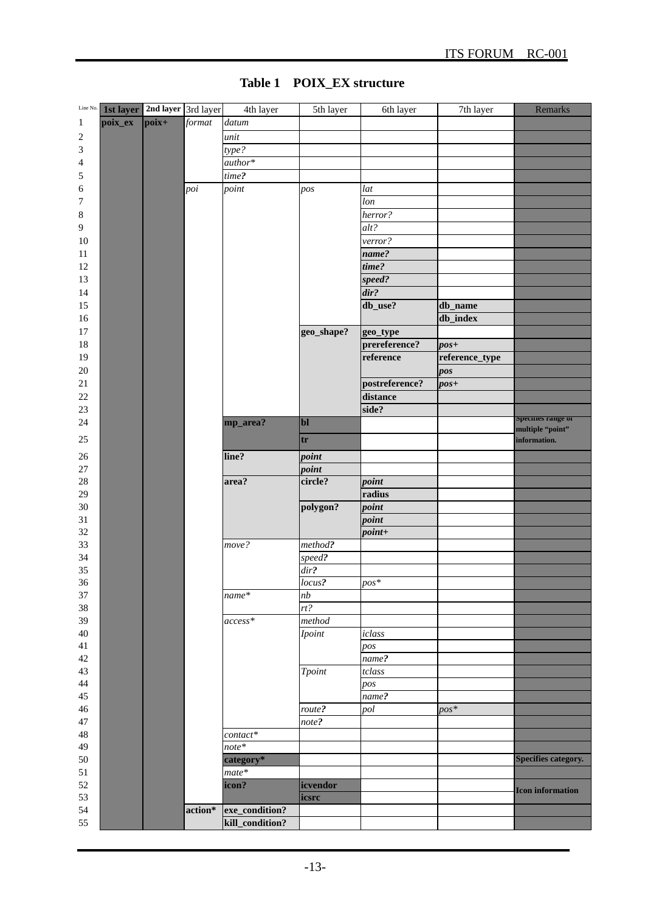**Table 1 POIX_EX structure**

| Line No. | 1st layer | 2nd layer | 3rd layer | 4th layer | 5th layer | 6th layer | 7th layer | Remarks |
|---|---|---|---|---|---|---|---|---|
| 1 | poix_ex | poix+ | *format* | *datum* | | | | |
| 2 | | | | *unit* | | | | |
| 3 | | | | *type?* | | | | |
| 4 | | | | *author** | | | | |
| 5 | | | | *time?* | | | | |
| 6 | | | *poi* | *point* | *pos* | *lat* | | |
| 7 | | | | | | *lon* | | |
| 8 | | | | | | *herror?* | | |
| 9 | | | | | | *alt?* | | |
| 10 | | | | | | *verror?* | | |
| 11 | | | | | | ***name?*** | | |
| 12 | | | | | | ***time?*** | | |
| 13 | | | | | | ***speed?*** | | |
| 14 | | | | | | ***dir?*** | | |
| 15 | | | | | | **db_use?** | **db_name** | |
| 16 | | | | | | | **db_index** | |
| 17 | | | | | **geo_shape?** | **geo_type** | | |
| 18 | | | | | | **prereference?** | ***pos+*** | |
| 19 | | | | | | **reference** | **reference_type** | |
| 20 | | | | | | | ***pos*** | |
| 21 | | | | | | **postreference?** | ***pos+*** | |
| 22 | | | | | | **distance** | | |
| 23 | | | | | | **side?** | | |
| 24 | | | | **mp_area?** | **bl** | | | Specifies range of multiple "point" information. |
| 25 | | | | | **tr** | | | |
| 26 | | | | **line?** | ***point*** | | | |
| 27 | | | | | ***point*** | | | |
| 28 | | | | **area?** | **circle?** | ***point*** | | |
| 29 | | | | | | **radius** | | |
| 30 | | | | | **polygon?** | ***point*** | | |
| 31 | | | | | | ***point*** | | |
| 32 | | | | | | ***point+*** | | |
| 33 | | | | *move?* | *method?* | | | |
| 34 | | | | | *speed?* | | | |
| 35 | | | | | *dir?* | | | |
| 36 | | | | | *locus?* | *pos** | | |
| 37 | | | | *name** | *nb* | | | |
| 38 | | | | | *rt?* | | | |
| 39 | | | | *access** | *method* | | | |
| 40 | | | | | *Ipoint* | *iclass* | | |
| 41 | | | | | | *pos* | | |
| 42 | | | | | | *name?* | | |
| 43 | | | | | *Tpoint* | *tclass* | | |
| 44 | | | | | | *pos* | | |
| 45 | | | | | | *name?* | | |
| 46 | | | | | *route?* | *pol* | *pos** | |
| 47 | | | | | *note?* | | | |
| 48 | | | | *contact** | | | | |
| 49 | | | | *note** | | | | |
| 50 | | | | **category*** | | | | Specifies category. |
| 51 | | | | *mate** | | | | |
| 52 | | | | **icon?** | **icvendor** | | | Icon information |
| 53 | | | | | **icsrc** | | | |
| 54 | | | **action*** | **exe_condition?** | | | | |
| 55 | | | | **kill_condition?** | | | | |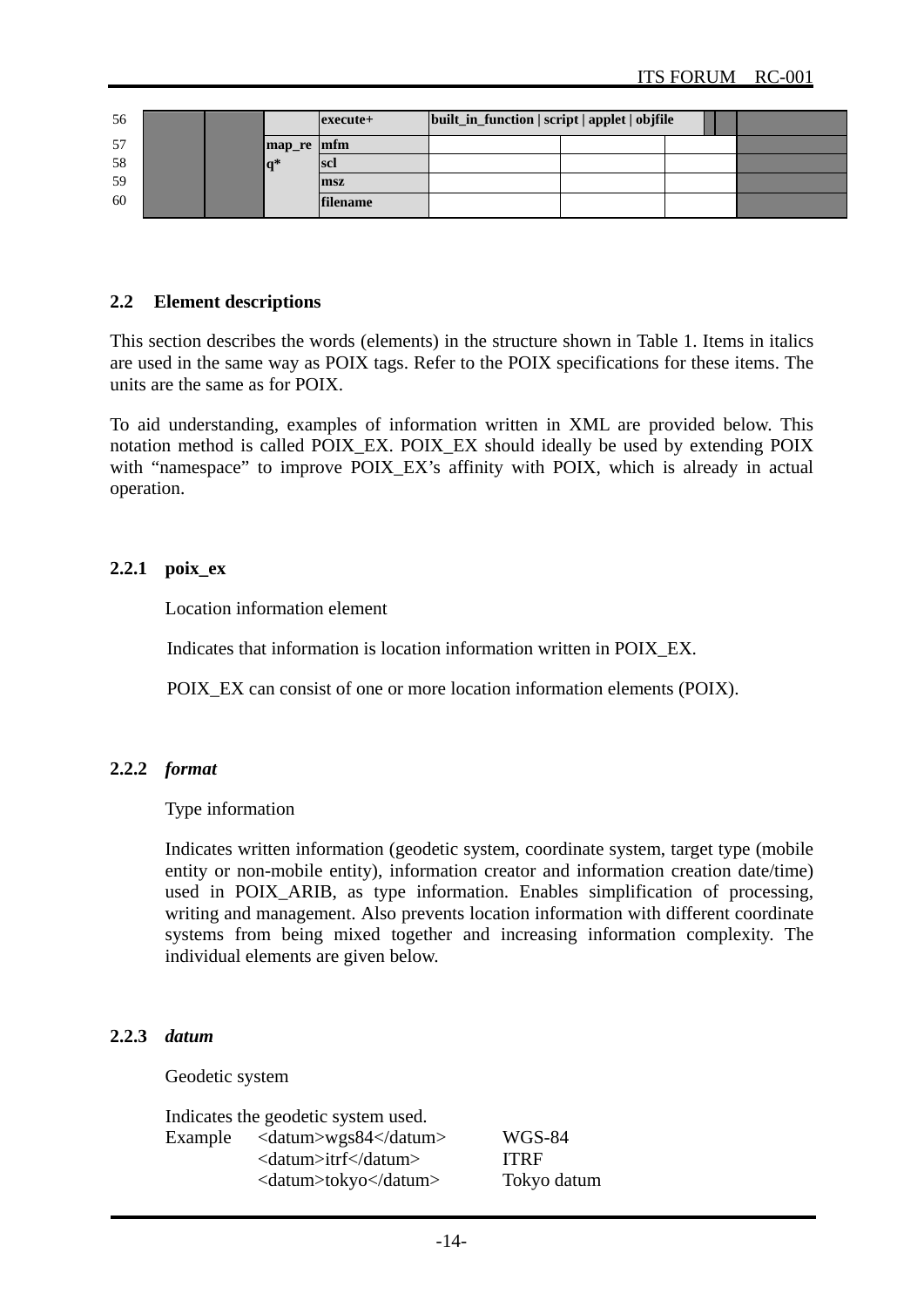| | | | | | | | | |
|---|---|---|---|---|---|---|---|---|
| 56 | | | | **execute+** | **built_in_function \| script \| applet \| objfile** | | | |
| 57 | | | **map_req*** | **mfm** | | | | |
| 58 | | | | **scl** | | | | |
| 59 | | | | **msz** | | | | |
| 60 | | | | **filename** | | | | |

### 2.2 Element descriptions

This section describes the words (elements) in the structure shown in Table 1. Items in italics are used in the same way as POIX tags. Refer to the POIX specifications for these items. The units are the same as for POIX.

To aid understanding, examples of information written in XML are provided below. This notation method is called POIX_EX. POIX_EX should ideally be used by extending POIX with "namespace" to improve POIX_EX's affinity with POIX, which is already in actual operation.

#### 2.2.1 poix_ex

Location information element

Indicates that information is location information written in POIX_EX.

POIX_EX can consist of one or more location information elements (POIX).

#### 2.2.2 *format*

Type information

Indicates written information (geodetic system, coordinate system, target type (mobile entity or non-mobile entity), information creator and information creation date/time) used in POIX_ARIB, as type information. Enables simplification of processing, writing and management. Also prevents location information with different coordinate systems from being mixed together and increasing information complexity. The individual elements are given below.

#### 2.2.3 *datum*

Geodetic system

Indicates the geodetic system used.

| Example | | |
|---|---|---|
| | <datum>wgs84</datum> | WGS-84 |
| | <datum>itrf</datum> | ITRF |
| | <datum>tokyo</datum> | Tokyo datum |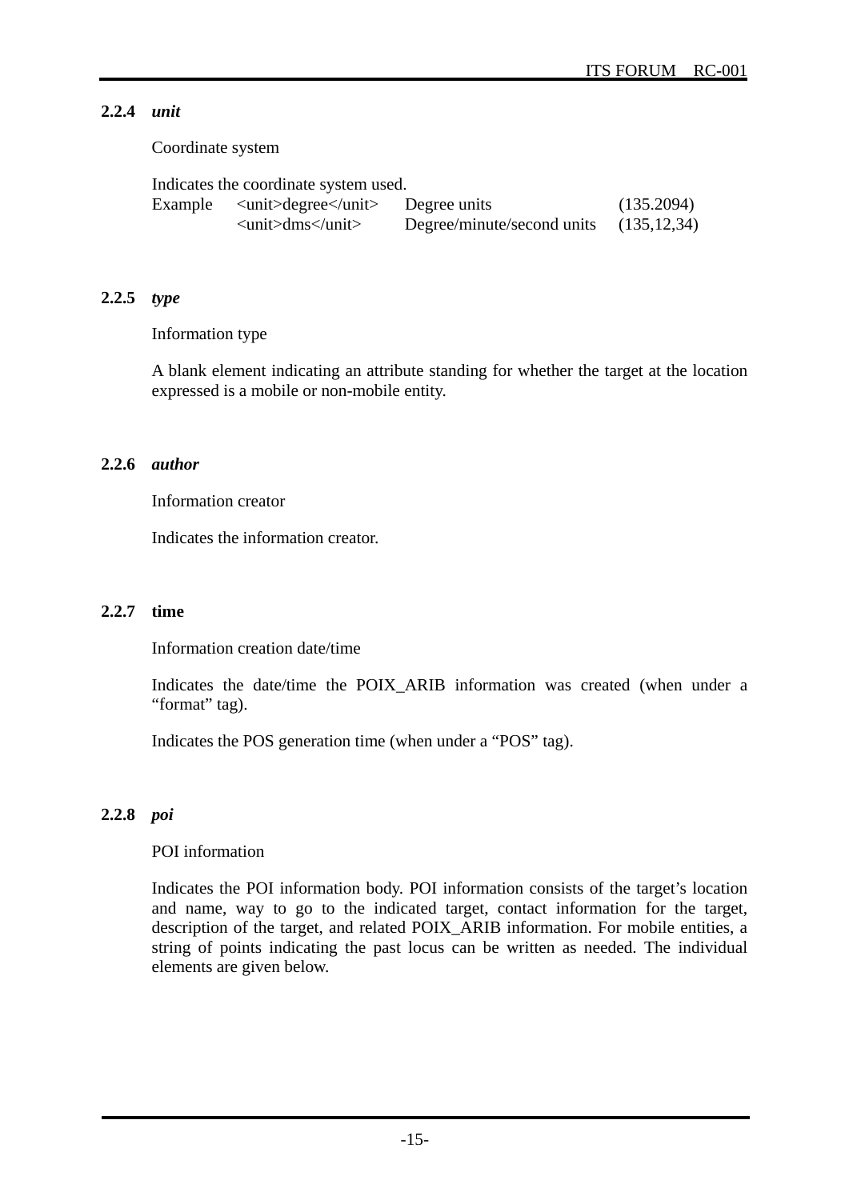### 2.2.4 *unit*

Coordinate system

Indicates the coordinate system used.

| Example | | | |
|---|---|---|---|
| Example | <unit>degree</unit> | Degree units | (135.2094) |
| | <unit>dms</unit> | Degree/minute/second units | (135,12,34) |

### 2.2.5 *type*

Information type

A blank element indicating an attribute standing for whether the target at the location expressed is a mobile or non-mobile entity.

### 2.2.6 *author*

Information creator

Indicates the information creator.

### 2.2.7 time

Information creation date/time

Indicates the date/time the POIX_ARIB information was created (when under a "format" tag).

Indicates the POS generation time (when under a "POS" tag).

### 2.2.8 *poi*

POI information

Indicates the POI information body. POI information consists of the target's location and name, way to go to the indicated target, contact information for the target, description of the target, and related POIX_ARIB information. For mobile entities, a string of points indicating the past locus can be written as needed. The individual elements are given below.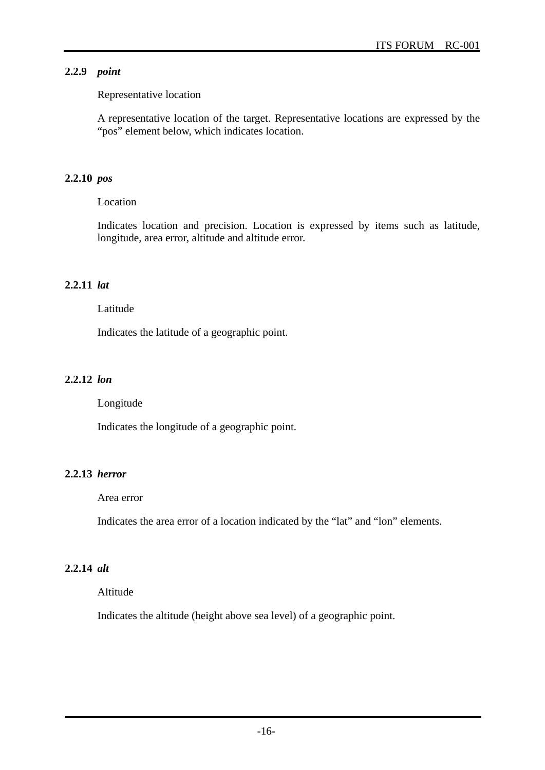### 2.2.9 *point*

Representative location

A representative location of the target. Representative locations are expressed by the “pos” element below, which indicates location.

### 2.2.10 *pos*

Location

Indicates location and precision. Location is expressed by items such as latitude, longitude, area error, altitude and altitude error.

### 2.2.11 *lat*

Latitude

Indicates the latitude of a geographic point.

### 2.2.12 *lon*

Longitude

Indicates the longitude of a geographic point.

### 2.2.13 *herror*

Area error

Indicates the area error of a location indicated by the “lat” and “lon” elements.

### 2.2.14 *alt*

Altitude

Indicates the altitude (height above sea level) of a geographic point.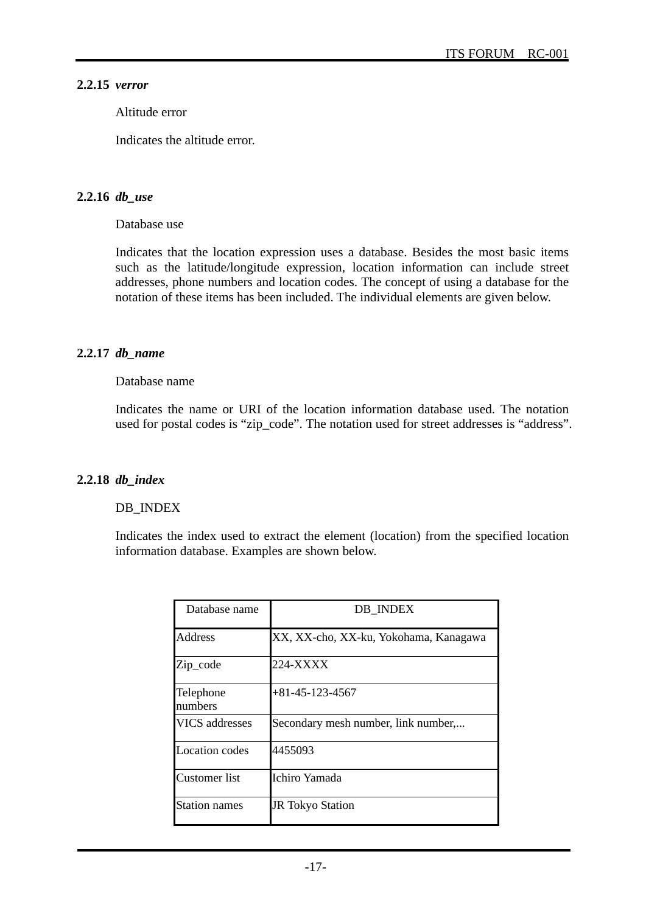### 2.2.15 *verror*

Altitude error

Indicates the altitude error.

### 2.2.16 *db_use*

Database use

Indicates that the location expression uses a database. Besides the most basic items such as the latitude/longitude expression, location information can include street addresses, phone numbers and location codes. The concept of using a database for the notation of these items has been included. The individual elements are given below.

### 2.2.17 *db_name*

Database name

Indicates the name or URI of the location information database used. The notation used for postal codes is “zip_code”. The notation used for street addresses is “address”.

### 2.2.18 *db_index*

DB_INDEX

Indicates the index used to extract the element (location) from the specified location information database. Examples are shown below.

| Database name | DB_INDEX |
|---|---|
| Address | XX, XX-cho, XX-ku, Yokohama, Kanagawa |
| Zip_code | 224-XXXX |
| Telephone numbers | +81-45-123-4567 |
| VICS addresses | Secondary mesh number, link number,... |
| Location codes | 4455093 |
| Customer list | Ichiro Yamada |
| Station names | JR Tokyo Station |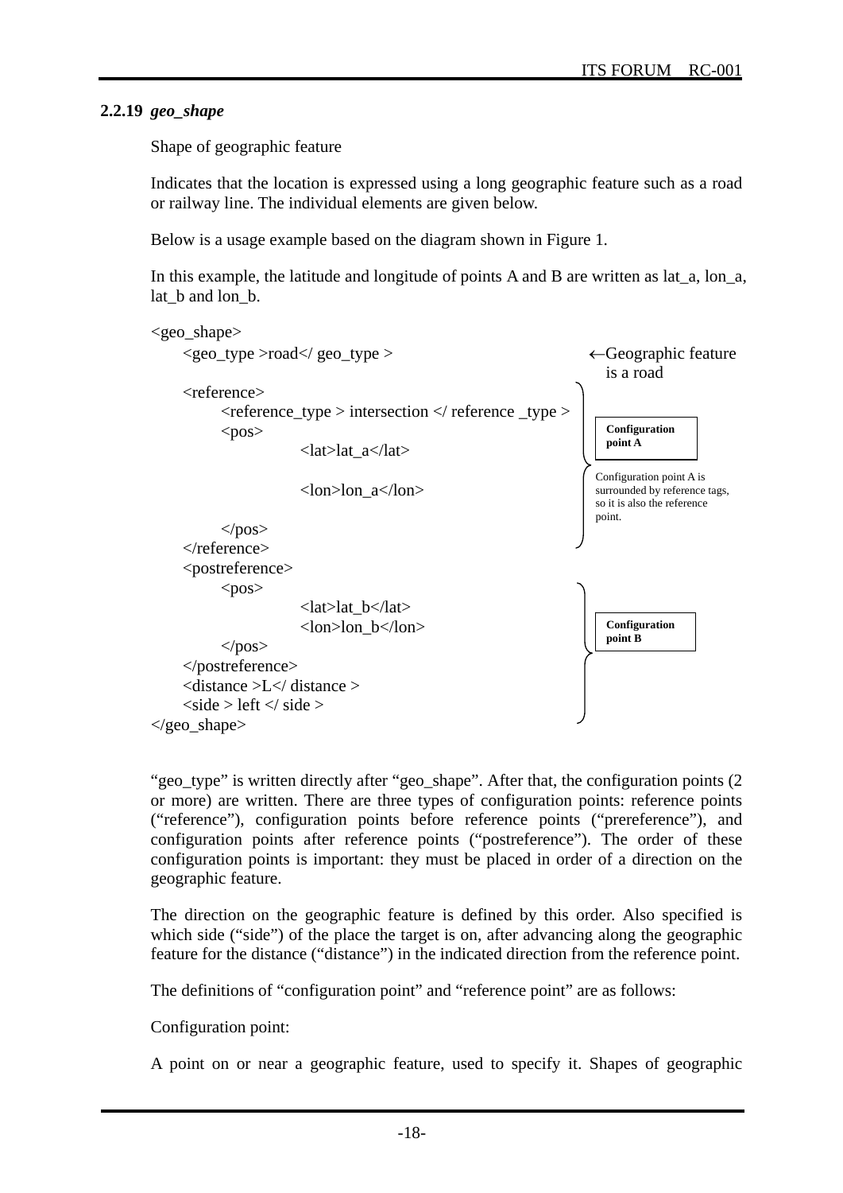### 2.2.19 *geo_shape*

Shape of geographic feature

Indicates that the location is expressed using a long geographic feature such as a road or railway line. The individual elements are given below.

Below is a usage example based on the diagram shown in Figure 1.

In this example, the latitude and longitude of points A and B are written as lat_a, lon_a, lat_b and lon_b.

```
<geo_shape>
    <geo_type >road</ geo_type >                          ←Geographic feature
                                                            is a road
    <reference>
        <reference_type > intersection </ reference _type >    Configuration
        <pos>                                                   point A
                <lat>lat_a</lat>

                <lon>lon_a</lon>                        Configuration point A is
                                                        surrounded by reference tags,
        </pos>                                          so it is also the reference
    </reference>                                        point.
    <postreference>
        <pos>
                <lat>lat_b</lat>
                <lon>lon_b</lon>                        Configuration
        </pos>                                          point B
    </postreference>
    <distance >L</ distance >
    <side > left </ side >
</geo_shape>
```

“geo_type” is written directly after “geo_shape”. After that, the configuration points (2 or more) are written. There are three types of configuration points: reference points (“reference”), configuration points before reference points (“prereference”), and configuration points after reference points (“postreference”). The order of these configuration points is important: they must be placed in order of a direction on the geographic feature.

The direction on the geographic feature is defined by this order. Also specified is which side (“side”) of the place the target is on, after advancing along the geographic feature for the distance (“distance”) in the indicated direction from the reference point.

The definitions of “configuration point” and “reference point” are as follows:

Configuration point:

A point on or near a geographic feature, used to specify it. Shapes of geographic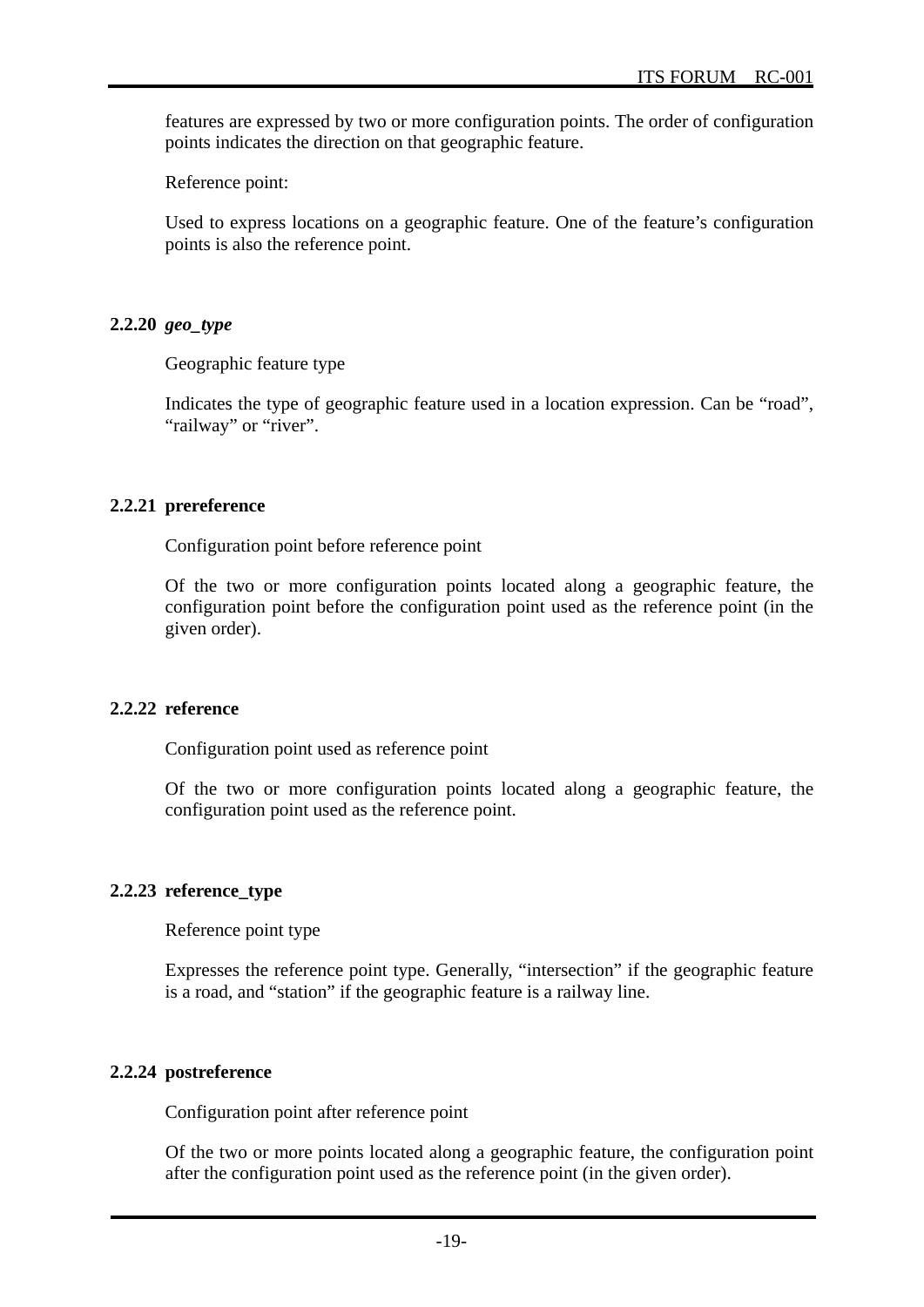features are expressed by two or more configuration points. The order of configuration points indicates the direction on that geographic feature.

Reference point:

Used to express locations on a geographic feature. One of the feature's configuration points is also the reference point.

### 2.2.20 *geo_type*

Geographic feature type

Indicates the type of geographic feature used in a location expression. Can be "road", "railway" or "river".

### 2.2.21 prereference

Configuration point before reference point

Of the two or more configuration points located along a geographic feature, the configuration point before the configuration point used as the reference point (in the given order).

### 2.2.22 reference

Configuration point used as reference point

Of the two or more configuration points located along a geographic feature, the configuration point used as the reference point.

### 2.2.23 reference_type

Reference point type

Expresses the reference point type. Generally, "intersection" if the geographic feature is a road, and "station" if the geographic feature is a railway line.

### 2.2.24 postreference

Configuration point after reference point

Of the two or more points located along a geographic feature, the configuration point after the configuration point used as the reference point (in the given order).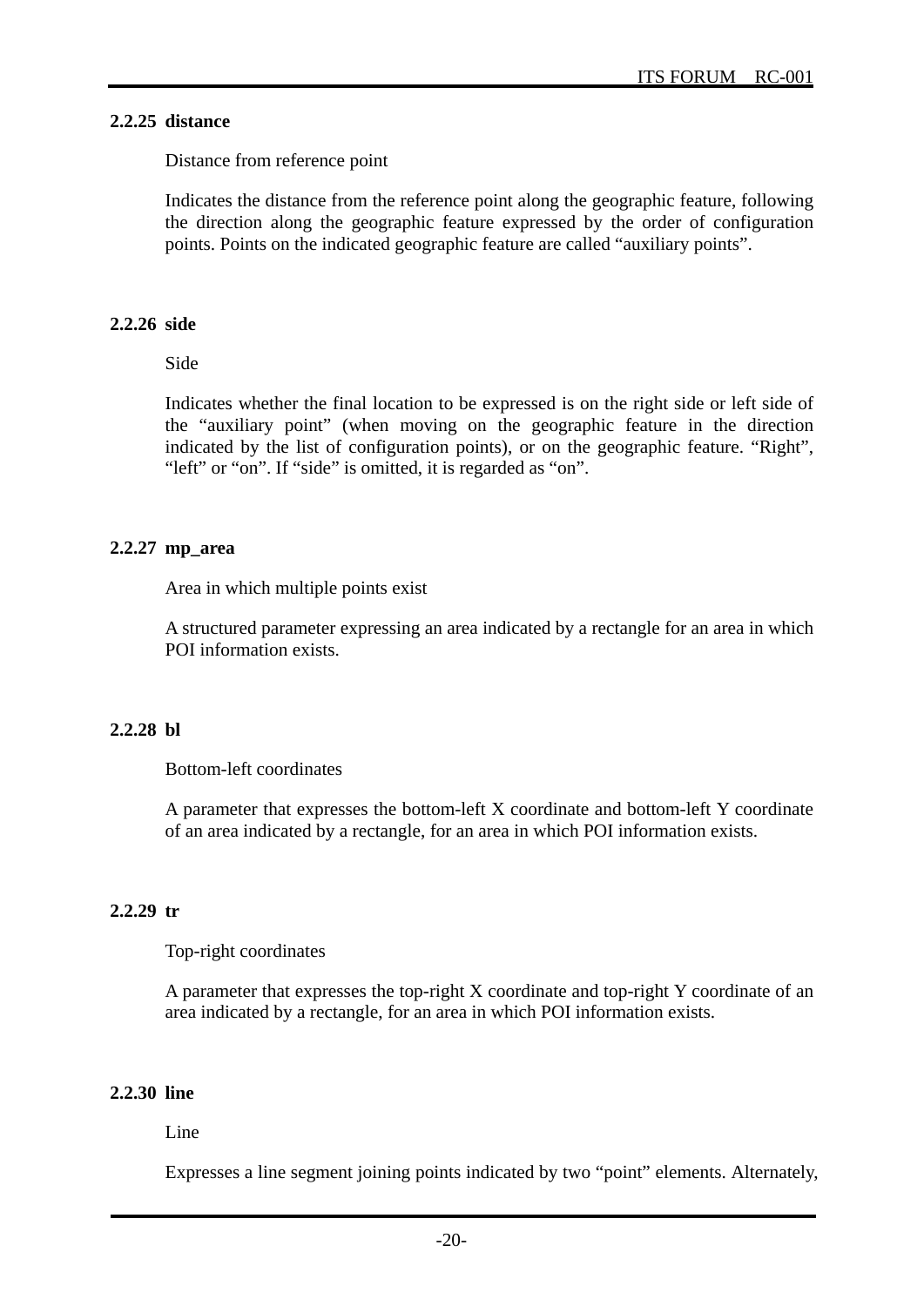### 2.2.25 distance

Distance from reference point

Indicates the distance from the reference point along the geographic feature, following the direction along the geographic feature expressed by the order of configuration points. Points on the indicated geographic feature are called “auxiliary points”.

### 2.2.26 side

Side

Indicates whether the final location to be expressed is on the right side or left side of the “auxiliary point” (when moving on the geographic feature in the direction indicated by the list of configuration points), or on the geographic feature. “Right”, “left” or “on”. If “side” is omitted, it is regarded as “on”.

### 2.2.27 mp_area

Area in which multiple points exist

A structured parameter expressing an area indicated by a rectangle for an area in which POI information exists.

### 2.2.28 bl

Bottom-left coordinates

A parameter that expresses the bottom-left X coordinate and bottom-left Y coordinate of an area indicated by a rectangle, for an area in which POI information exists.

### 2.2.29 tr

Top-right coordinates

A parameter that expresses the top-right X coordinate and top-right Y coordinate of an area indicated by a rectangle, for an area in which POI information exists.

### 2.2.30 line

Line

Expresses a line segment joining points indicated by two “point” elements. Alternately,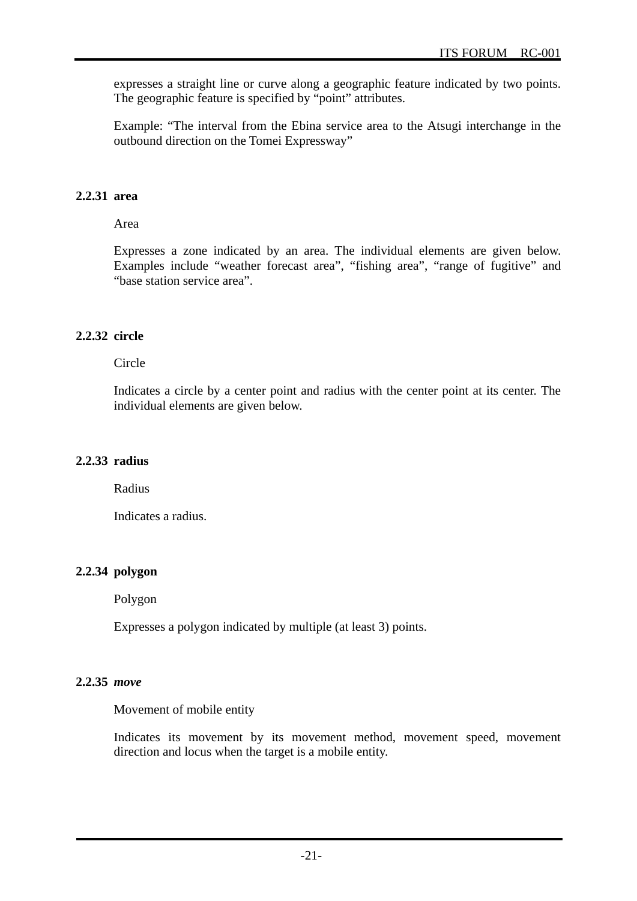expresses a straight line or curve along a geographic feature indicated by two points. The geographic feature is specified by “point” attributes.

Example: “The interval from the Ebina service area to the Atsugi interchange in the outbound direction on the Tomei Expressway”

### 2.2.31 area

Area

Expresses a zone indicated by an area. The individual elements are given below. Examples include “weather forecast area”, “fishing area”, “range of fugitive” and “base station service area”.

### 2.2.32 circle

Circle

Indicates a circle by a center point and radius with the center point at its center. The individual elements are given below.

### 2.2.33 radius

Radius

Indicates a radius.

### 2.2.34 polygon

Polygon

Expresses a polygon indicated by multiple (at least 3) points.

### 2.2.35 *move*

Movement of mobile entity

Indicates its movement by its movement method, movement speed, movement direction and locus when the target is a mobile entity.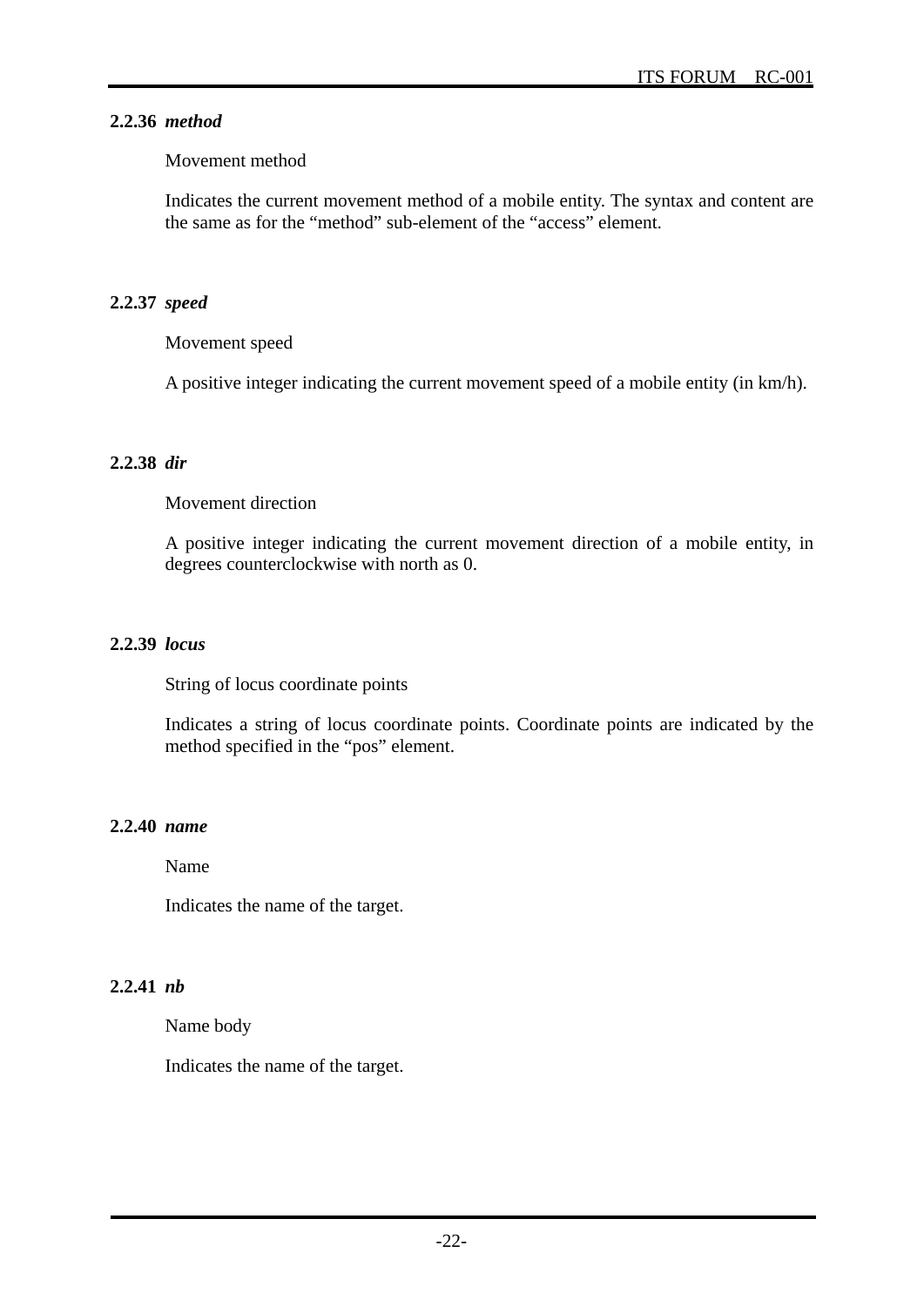### 2.2.36 *method*

Movement method

Indicates the current movement method of a mobile entity. The syntax and content are the same as for the "method" sub-element of the "access" element.

### 2.2.37 *speed*

Movement speed

A positive integer indicating the current movement speed of a mobile entity (in km/h).

### 2.2.38 *dir*

Movement direction

A positive integer indicating the current movement direction of a mobile entity, in degrees counterclockwise with north as 0.

### 2.2.39 *locus*

String of locus coordinate points

Indicates a string of locus coordinate points. Coordinate points are indicated by the method specified in the "pos" element.

### 2.2.40 *name*

Name

Indicates the name of the target.

### 2.2.41 *nb*

Name body

Indicates the name of the target.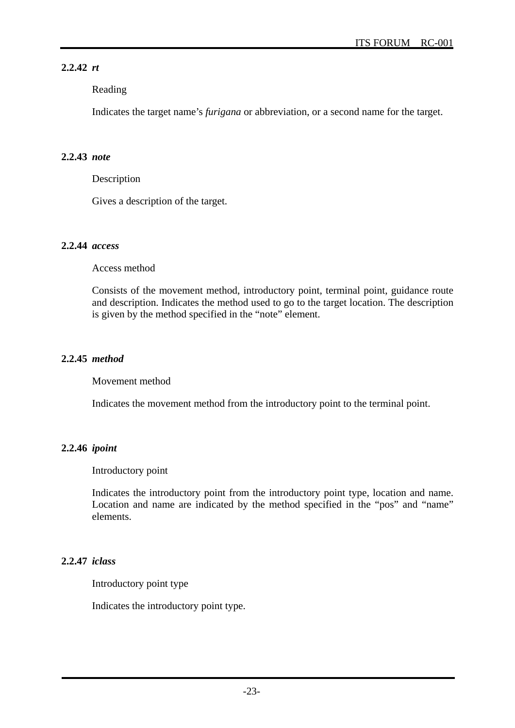### 2.2.42 *rt*

Reading

Indicates the target name's *furigana* or abbreviation, or a second name for the target.

### 2.2.43 *note*

Description

Gives a description of the target.

### 2.2.44 *access*

Access method

Consists of the movement method, introductory point, terminal point, guidance route and description. Indicates the method used to go to the target location. The description is given by the method specified in the "note" element.

### 2.2.45 *method*

Movement method

Indicates the movement method from the introductory point to the terminal point.

### 2.2.46 *ipoint*

Introductory point

Indicates the introductory point from the introductory point type, location and name. Location and name are indicated by the method specified in the "pos" and "name" elements.

### 2.2.47 *iclass*

Introductory point type

Indicates the introductory point type.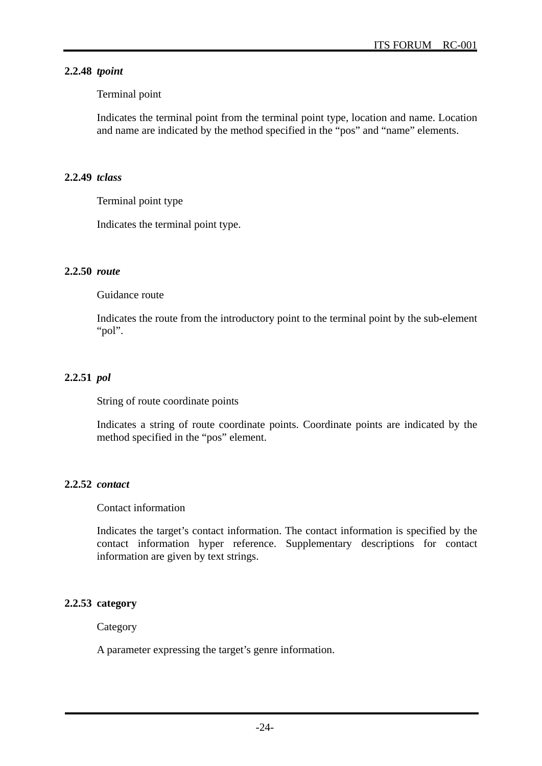### 2.2.48 *tpoint*

Terminal point

Indicates the terminal point from the terminal point type, location and name. Location and name are indicated by the method specified in the “pos” and “name” elements.

### 2.2.49 *tclass*

Terminal point type

Indicates the terminal point type.

### 2.2.50 *route*

Guidance route

Indicates the route from the introductory point to the terminal point by the sub-element “pol”.

### 2.2.51 *pol*

String of route coordinate points

Indicates a string of route coordinate points. Coordinate points are indicated by the method specified in the “pos” element.

### 2.2.52 *contact*

Contact information

Indicates the target’s contact information. The contact information is specified by the contact information hyper reference. Supplementary descriptions for contact information are given by text strings.

### 2.2.53 category

Category

A parameter expressing the target’s genre information.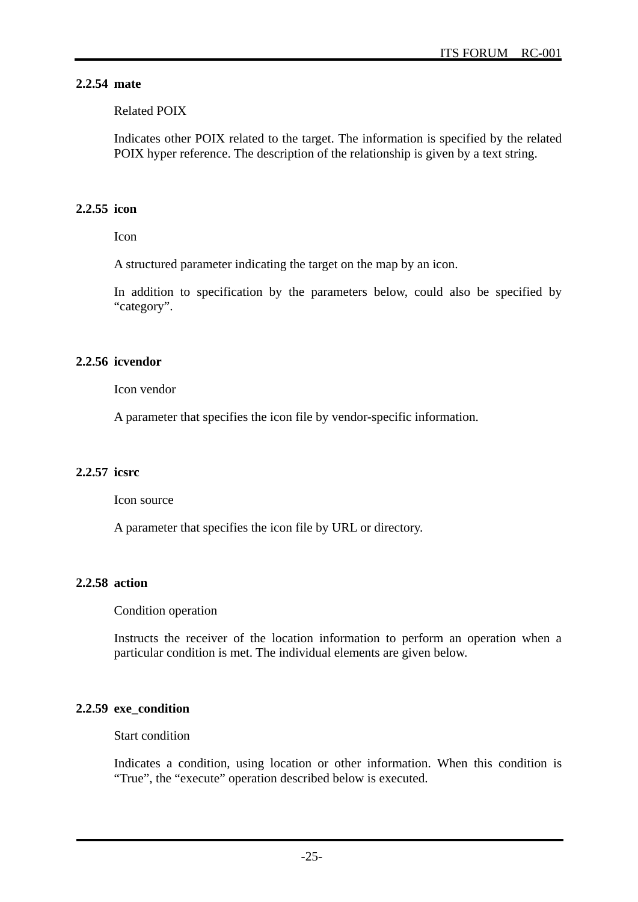### 2.2.54 mate

Related POIX

Indicates other POIX related to the target. The information is specified by the related POIX hyper reference. The description of the relationship is given by a text string.

### 2.2.55 icon

Icon

A structured parameter indicating the target on the map by an icon.

In addition to specification by the parameters below, could also be specified by “category”.

### 2.2.56 icvendor

Icon vendor

A parameter that specifies the icon file by vendor-specific information.

### 2.2.57 icsrc

Icon source

A parameter that specifies the icon file by URL or directory.

### 2.2.58 action

Condition operation

Instructs the receiver of the location information to perform an operation when a particular condition is met. The individual elements are given below.

### 2.2.59 exe_condition

Start condition

Indicates a condition, using location or other information. When this condition is “True”, the “execute” operation described below is executed.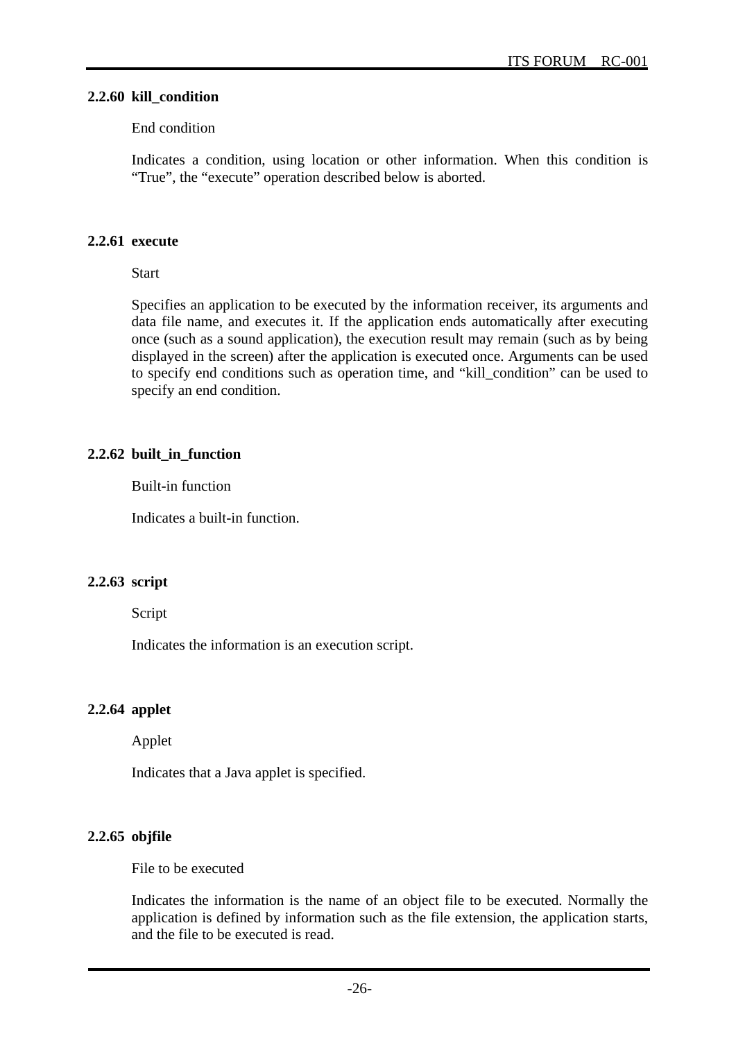### 2.2.60 kill_condition

End condition

Indicates a condition, using location or other information. When this condition is “True”, the “execute” operation described below is aborted.

### 2.2.61 execute

Start

Specifies an application to be executed by the information receiver, its arguments and data file name, and executes it. If the application ends automatically after executing once (such as a sound application), the execution result may remain (such as by being displayed in the screen) after the application is executed once. Arguments can be used to specify end conditions such as operation time, and “kill_condition” can be used to specify an end condition.

### 2.2.62 built_in_function

Built-in function

Indicates a built-in function.

### 2.2.63 script

Script

Indicates the information is an execution script.

### 2.2.64 applet

Applet

Indicates that a Java applet is specified.

### 2.2.65 objfile

File to be executed

Indicates the information is the name of an object file to be executed. Normally the application is defined by information such as the file extension, the application starts, and the file to be executed is read.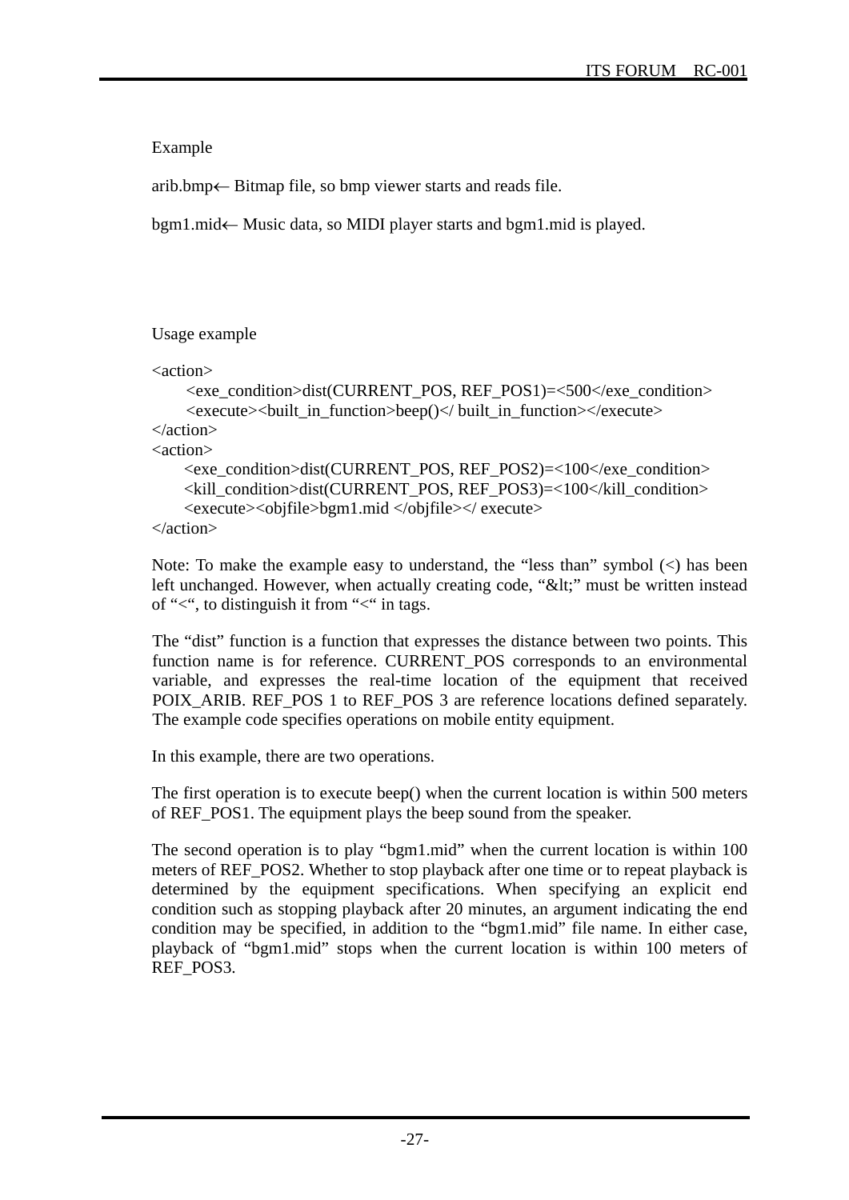Example

arib.bmp← Bitmap file, so bmp viewer starts and reads file.

bgm1.mid← Music data, so MIDI player starts and bgm1.mid is played.

Usage example

```
<action>
       <exe_condition>dist(CURRENT_POS, REF_POS1)=<500</exe_condition>
       <execute><built_in_function>beep()</ built_in_function></execute>
</action>
<action>
      <exe_condition>dist(CURRENT_POS, REF_POS2)=<100</exe_condition>
      <kill_condition>dist(CURRENT_POS, REF_POS3)=<100</kill_condition>
      <execute><objfile>bgm1.mid </objfile></ execute>
</action>
```

Note: To make the example easy to understand, the “less than” symbol (<) has been left unchanged. However, when actually creating code, “&lt;” must be written instead of “<“, to distinguish it from “<“ in tags.

The “dist” function is a function that expresses the distance between two points. This function name is for reference. CURRENT_POS corresponds to an environmental variable, and expresses the real-time location of the equipment that received POIX_ARIB. REF_POS 1 to REF_POS 3 are reference locations defined separately. The example code specifies operations on mobile entity equipment.

In this example, there are two operations.

The first operation is to execute beep() when the current location is within 500 meters of REF_POS1. The equipment plays the beep sound from the speaker.

The second operation is to play “bgm1.mid” when the current location is within 100 meters of REF_POS2. Whether to stop playback after one time or to repeat playback is determined by the equipment specifications. When specifying an explicit end condition such as stopping playback after 20 minutes, an argument indicating the end condition may be specified, in addition to the “bgm1.mid” file name. In either case, playback of “bgm1.mid” stops when the current location is within 100 meters of REF_POS3.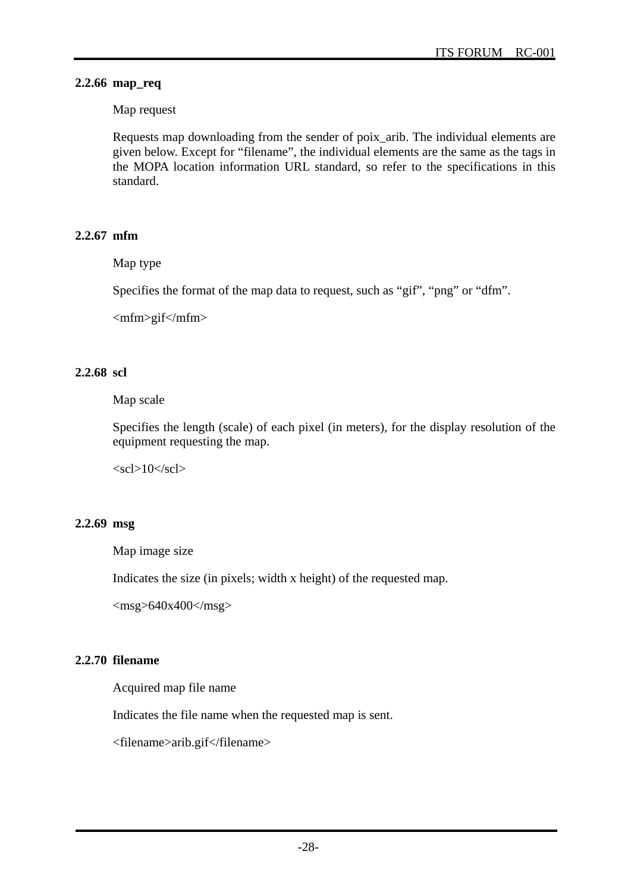### 2.2.66 map_req

Map request

Requests map downloading from the sender of poix_arib. The individual elements are given below. Except for “filename”, the individual elements are the same as the tags in the MOPA location information URL standard, so refer to the specifications in this standard.

### 2.2.67 mfm

Map type

Specifies the format of the map data to request, such as “gif”, “png” or “dfm”.

<mfm>gif</mfm>

### 2.2.68 scl

Map scale

Specifies the length (scale) of each pixel (in meters), for the display resolution of the equipment requesting the map.

<scl>10</scl>

### 2.2.69 msg

Map image size

Indicates the size (in pixels; width x height) of the requested map.

<msg>640x400</msg>

### 2.2.70 filename

Acquired map file name

Indicates the file name when the requested map is sent.

<filename>arib.gif</filename>